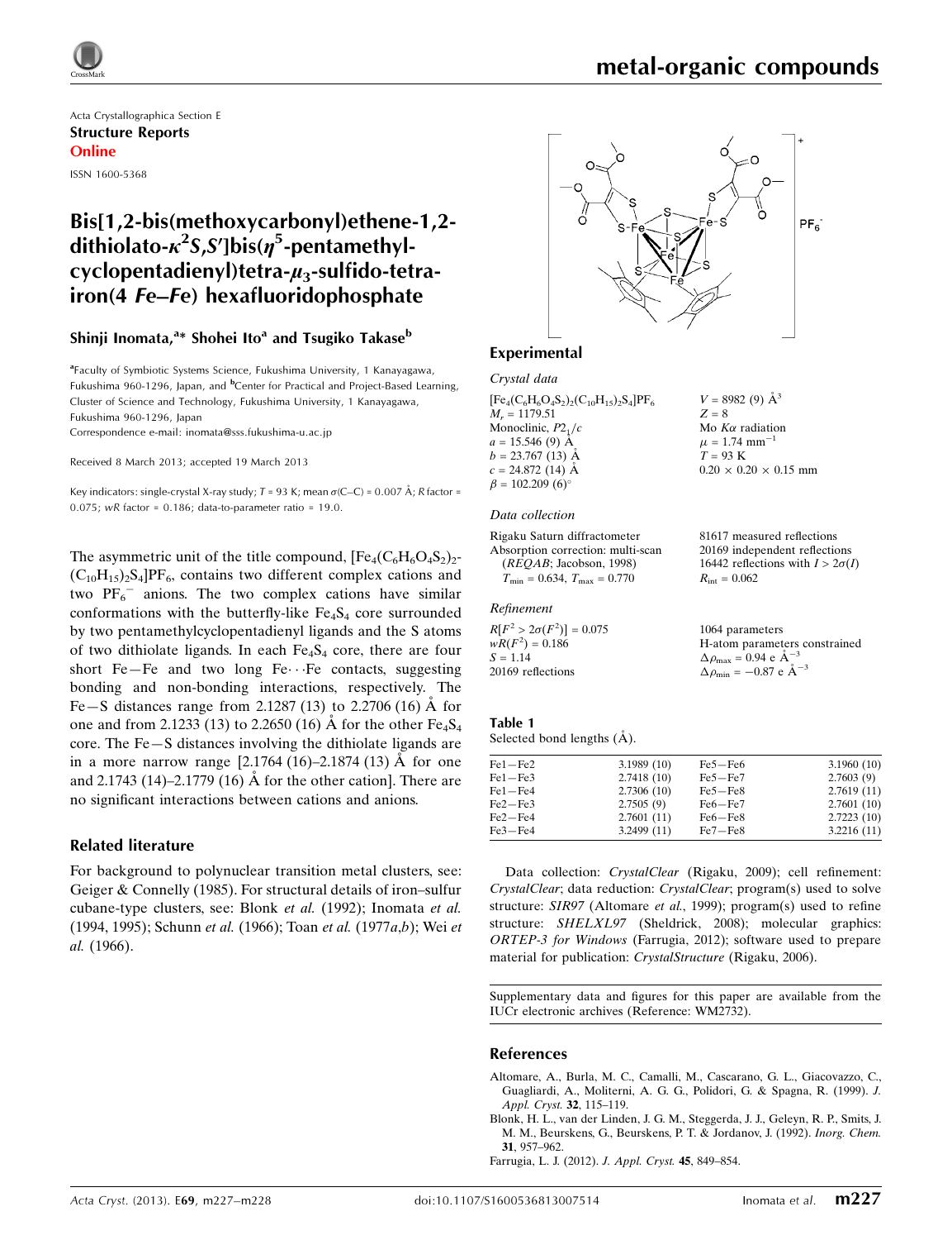Acta Crystallographica Section E

**Structure Reports Online**

ISSN 1600-5368

# Bis[1,2-bis(methoxycarbonyl)ethene-1,2-dithiolato-$\kappa^2$*S*,*S'*]bis($\eta^5$-pentamethyl-cyclopentadienyl)tetra-$\mu_3$-sulfido-tetra-iron(4 *Fe—Fe*) hexafluoridophosphate

**Shinji Inomata,[a]* Shohei Ito[a] and Tsugiko Takase[b]**

[a]Faculty of Symbiotic Systems Science, Fukushima University, 1 Kanayagawa, Fukushima 960-1296, Japan, and [b]Center for Practical and Project-Based Learning, Cluster of Science and Technology, Fukushima University, 1 Kanayagawa, Fukushima 960-1296, Japan

Correspondence e-mail: inomata@sss.fukushima-u.ac.jp

Received 8 March 2013; accepted 19 March 2013

Key indicators: single-crystal X-ray study; $T$ = 93 K; mean $\sigma$(C–C) = 0.007 Å; $R$ factor = 0.075; $wR$ factor = 0.186; data-to-parameter ratio = 19.0.

The asymmetric unit of the title compound, $[Fe_4(C_6H_6O_4S_2)_2(C_{10}H_{15})_2S_4]PF_6$, contains two different complex cations and two $PF_6^-$ anions. The two complex cations have similar conformations with the butterfly-like $Fe_4S_4$ core surrounded by two pentamethylcyclopentadienyl ligands and the S atoms of two dithiolate ligands. In each $Fe_4S_4$ core, there are four short Fe—Fe and two long Fe···Fe contacts, suggesting bonding and non-bonding interactions, respectively. The Fe—S distances range from 2.1287 (13) to 2.2706 (16) Å for one and from 2.1233 (13) to 2.2650 (16) Å for the other $Fe_4S_4$ core. The Fe—S distances involving the dithiolate ligands are in a more narrow range [2.1764 (16)–2.1874 (13) Å for one and 2.1743 (14)–2.1779 (16) Å for the other cation]. There are no significant interactions between cations and anions.

## Related literature

For background to polynuclear transition metal clusters, see: Geiger & Connelly (1985). For structural details of iron–sulfur cubane-type clusters, see: Blonk *et al.* (1992); Inomata *et al.* (1994, 1995); Schunn *et al.* (1966); Toan *et al.* (1977*a*,*b*); Wei *et al.* (1966).

## Experimental

### Crystal data

$[Fe_4(C_6H_6O_4S_2)_2(C_{10}H_{15})_2S_4]PF_6$
$M_r$ = 1179.51
Monoclinic, $P2_1/c$
$a$ = 15.546 (9) Å
$b$ = 23.767 (13) Å
$c$ = 24.872 (14) Å
$\beta$ = 102.209 (6)°
$V$ = 8982 (9) Å$^3$
$Z$ = 8
Mo $K\alpha$ radiation
$\mu$ = 1.74 mm$^{-1}$
$T$ = 93 K
0.20 × 0.20 × 0.15 mm

### Data collection

Rigaku Saturn diffractometer
Absorption correction: multi-scan (*REQAB*; Jacobson, 1998)
$T_{min}$ = 0.634, $T_{max}$ = 0.770
81617 measured reflections
20169 independent reflections
16442 reflections with $I > 2\sigma(I)$
$R_{int}$ = 0.062

### Refinement

$R[F^2 > 2\sigma(F^2)]$ = 0.075
$wR(F^2)$ = 0.186
$S$ = 1.14
20169 reflections
1064 parameters
H-atom parameters constrained
$\Delta\rho_{max}$ = 0.94 e Å$^{-3}$
$\Delta\rho_{min}$ = −0.87 e Å$^{-3}$

**Table 1**
Selected bond lengths (Å).

| | | | |
|---|---|---|---|
| Fe1—Fe2 | 3.1989 (10) | Fe5—Fe6 | 3.1960 (10) |
| Fe1—Fe3 | 2.7418 (10) | Fe5—Fe7 | 2.7603 (9) |
| Fe1—Fe4 | 2.7306 (10) | Fe5—Fe8 | 2.7619 (11) |
| Fe2—Fe3 | 2.7505 (9) | Fe6—Fe7 | 2.7601 (10) |
| Fe2—Fe4 | 2.7601 (11) | Fe6—Fe8 | 2.7223 (10) |
| Fe3—Fe4 | 3.2499 (11) | Fe7—Fe8 | 3.2216 (11) |

Data collection: *CrystalClear* (Rigaku, 2009); cell refinement: *CrystalClear*; data reduction: *CrystalClear*; program(s) used to solve structure: *SIR97* (Altomare *et al.*, 1999); program(s) used to refine structure: *SHELXL97* (Sheldrick, 2008); molecular graphics: *ORTEP-3 for Windows* (Farrugia, 2012); software used to prepare material for publication: *CrystalStructure* (Rigaku, 2006).

Supplementary data and figures for this paper are available from the IUCr electronic archives (Reference: WM2732).

## References

Altomare, A., Burla, M. C., Camalli, M., Cascarano, G. L., Giacovazzo, C., Guagliardi, A., Moliterni, A. G. G., Polidori, G. & Spagna, R. (1999). *J. Appl. Cryst.* **32**, 115–119.

Blonk, H. L., van der Linden, J. G. M., Steggerda, J. J., Geleyn, R. P., Smits, J. M. M., Beurskens, G., Beurskens, P. T. & Jordanov, J. (1992). *Inorg. Chem.* **31**, 957–962.

Farrugia, L. J. (2012). *J. Appl. Cryst.* **45**, 849–854.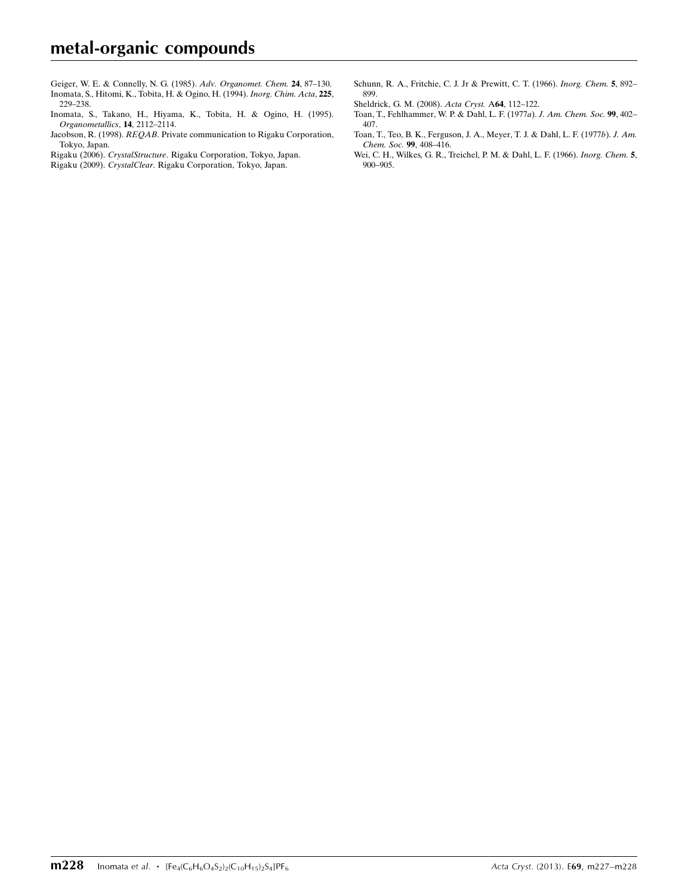Geiger, W. E. & Connelly, N. G. (1985). *Adv. Organomet. Chem.* **24**, 87–130.

Inomata, S., Hitomi, K., Tobita, H. & Ogino, H. (1994). *Inorg. Chim. Acta*, **225**, 229–238.

Inomata, S., Takano, H., Hiyama, K., Tobita, H. & Ogino, H. (1995). *Organometallics*, **14**, 2112–2114.

Jacobson, R. (1998). *REQAB*. Private communication to Rigaku Corporation, Tokyo, Japan.

Rigaku (2006). *CrystalStructure*. Rigaku Corporation, Tokyo, Japan.

Rigaku (2009). *CrystalClear*. Rigaku Corporation, Tokyo, Japan.

Schunn, R. A., Fritchie, C. J. Jr & Prewitt, C. T. (1966). *Inorg. Chem.* **5**, 892–899.

Sheldrick, G. M. (2008). *Acta Cryst.* A**64**, 112–122.

Toan, T., Fehlhammer, W. P. & Dahl, L. F. (1977*a*). *J. Am. Chem. Soc.* **99**, 402–407.

Toan, T., Teo, B. K., Ferguson, J. A., Meyer, T. J. & Dahl, L. F. (1977*b*). *J. Am. Chem. Soc.* **99**, 408–416.

Wei, C. H., Wilkes, G. R., Treichel, P. M. & Dahl, L. F. (1966). *Inorg. Chem.* **5**, 900–905.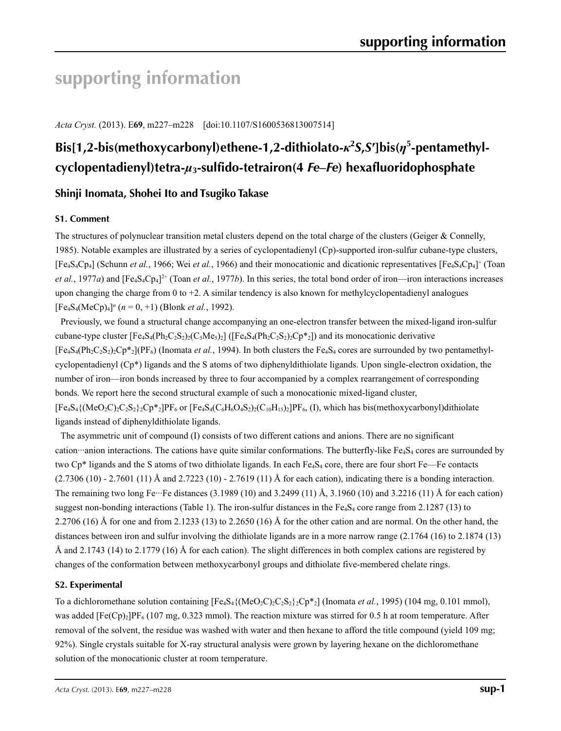# supporting information

*Acta Cryst.* (2013). E**69**, m227–m228 [doi:10.1107/S1600536813007514]

## Bis[1,2-bis(methoxycarbonyl)ethene-1,2-dithiolato-$\kappa^2S,S'$]bis($\eta^5$-pentamethylcyclopentadienyl)tetra-$\mu_3$-sulfido-tetrairon(4 *Fe*–*Fe*) hexafluoridophosphate

### Shinji Inomata, Shohei Ito and Tsugiko Takase

#### S1. Comment

The structures of polynuclear transition metal clusters depend on the total charge of the clusters (Geiger & Connelly, 1985). Notable examples are illustrated by a series of cyclopentadienyl (Cp)-supported iron-sulfur cubane-type clusters, $[Fe_4S_4Cp_4]$ (Schunn *et al.*, 1966; Wei *et al.*, 1966) and their monocationic and dicationic representatives $[Fe_4S_4Cp_4]^+$ (Toan *et al.*, 1977*a*) and $[Fe_4S_4Cp_4]^{2+}$ (Toan *et al.*, 1977*b*). In this series, the total bond order of iron—iron interactions increases upon changing the charge from 0 to +2. A similar tendency is also known for methylcyclopentadienyl analogues $[Fe_4S_4(MeCp)_4]^n$ ($n$ = 0, +1) (Blonk *et al.*, 1992).

Previously, we found a structural change accompanying an one-electron transfer between the mixed-ligand iron-sulfur cubane-type cluster $[Fe_4S_4(Ph_2C_2S_2)_2(C_5Me_5)_2]$ ($[Fe_4S_4(Ph_2C_2S_2)_2Cp^*_2]$) and its monocationic derivative $[Fe_4S_4(Ph_2C_2S_2)_2Cp^*_2](PF_6)$ (Inomata *et al.*, 1994). In both clusters the $Fe_4S_4$ cores are surrounded by two pentamethylcyclopentadienyl (Cp*) ligands and the S atoms of two diphenyldithiolate ligands. Upon single-electron oxidation, the number of iron—iron bonds increased by three to four accompanied by a complex rearrangement of corresponding bonds. We report here the second structural example of such a monocationic mixed-ligand cluster, $[Fe_4S_4\{(MeO_2C)_2C_2S_2\}_2Cp^*_2]PF_6$ or $[Fe_4S_4(C_6H_6O_4S_2)_2(C_{10}H_{15})_2]PF_6$, (I), which has bis(methoxycarbonyl)dithiolate ligands instead of diphenyldithiolate ligands.

The asymmetric unit of compound (I) consists of two different cations and anions. There are no significant cation···anion interactions. The cations have quite similar conformations. The butterfly-like $Fe_4S_4$ cores are surrounded by two Cp* ligands and the S atoms of two dithiolate ligands. In each $Fe_4S_4$ core, there are four short Fe—Fe contacts (2.7306 (10) - 2.7601 (11) Å and 2.7223 (10) - 2.7619 (11) Å for each cation), indicating there is a bonding interaction. The remaining two long Fe···Fe distances (3.1989 (10) and 3.2499 (11) Å, 3.1960 (10) and 3.2216 (11) Å for each cation) suggest non-bonding interactions (Table 1). The iron-sulfur distances in the $Fe_4S_4$ core range from 2.1287 (13) to 2.2706 (16) Å for one and from 2.1233 (13) to 2.2650 (16) Å for the other cation and are normal. On the other hand, the distances between iron and sulfur involving the dithiolate ligands are in a more narrow range (2.1764 (16) to 2.1874 (13) Å and 2.1743 (14) to 2.1779 (16) Å for each cation). The slight differences in both complex cations are registered by changes of the conformation between methoxycarbonyl groups and dithiolate five-membered chelate rings.

#### S2. Experimental

To a dichloromethane solution containing $[Fe_4S_4\{(MeO_2C)_2C_2S_2\}_2Cp^*_2]$ (Inomata *et al.*, 1995) (104 mg, 0.101 mmol), was added $[Fe(Cp)_2]PF_6$ (107 mg, 0.323 mmol). The reaction mixture was stirred for 0.5 h at room temperature. After removal of the solvent, the residue was washed with water and then hexane to afford the title compound (yield 109 mg; 92%). Single crystals suitable for X-ray structural analysis were grown by layering hexane on the dichloromethane solution of the monocationic cluster at room temperature.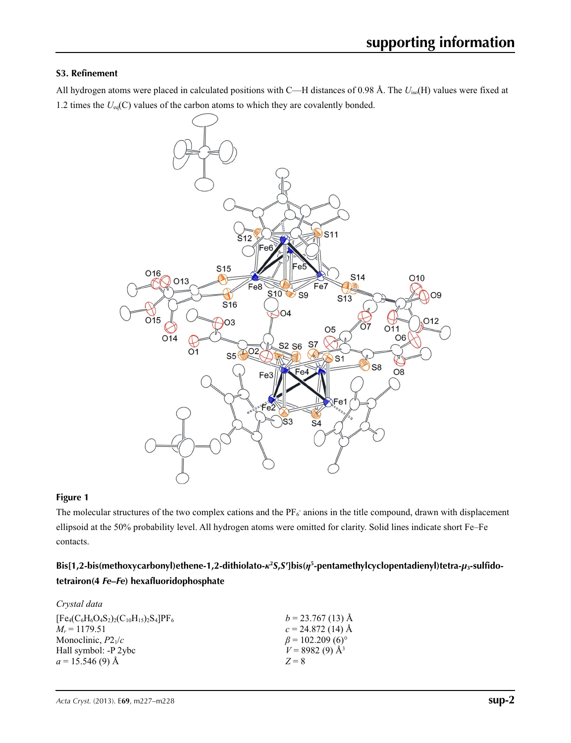## S3. Refinement

All hydrogen atoms were placed in calculated positions with C—H distances of 0.98 Å. The $U_{iso}$(H) values were fixed at 1.2 times the $U_{eq}$(C) values of the carbon atoms to which they are covalently bonded.

### Figure 1

The molecular structures of the two complex cations and the $PF_6^-$ anions in the title compound, drawn with displacement ellipsoid at the 50% probability level. All hydrogen atoms were omitted for clarity. Solid lines indicate short Fe–Fe contacts.

### Bis[1,2-bis(methoxycarbonyl)ethene-1,2-dithiolato-$\kappa^2$*S*,*S*′]bis($\eta^5$-pentamethylcyclopentadienyl)tetra-$\mu_3$-sulfido-tetrairon(4 *Fe*–*Fe*) hexafluoridophosphate

*Crystal data*

$[Fe_4(C_6H_6O_4S_2)_2(C_{10}H_{15})_2S_4]PF_6$
$M_r$ = 1179.51
Monoclinic, $P2_1/c$
Hall symbol: -P 2ybc
$a$ = 15.546 (9) Å
$b$ = 23.767 (13) Å
$c$ = 24.872 (14) Å
$\beta$ = 102.209 (6)°
$V$ = 8982 (9) Å$^3$
$Z$ = 8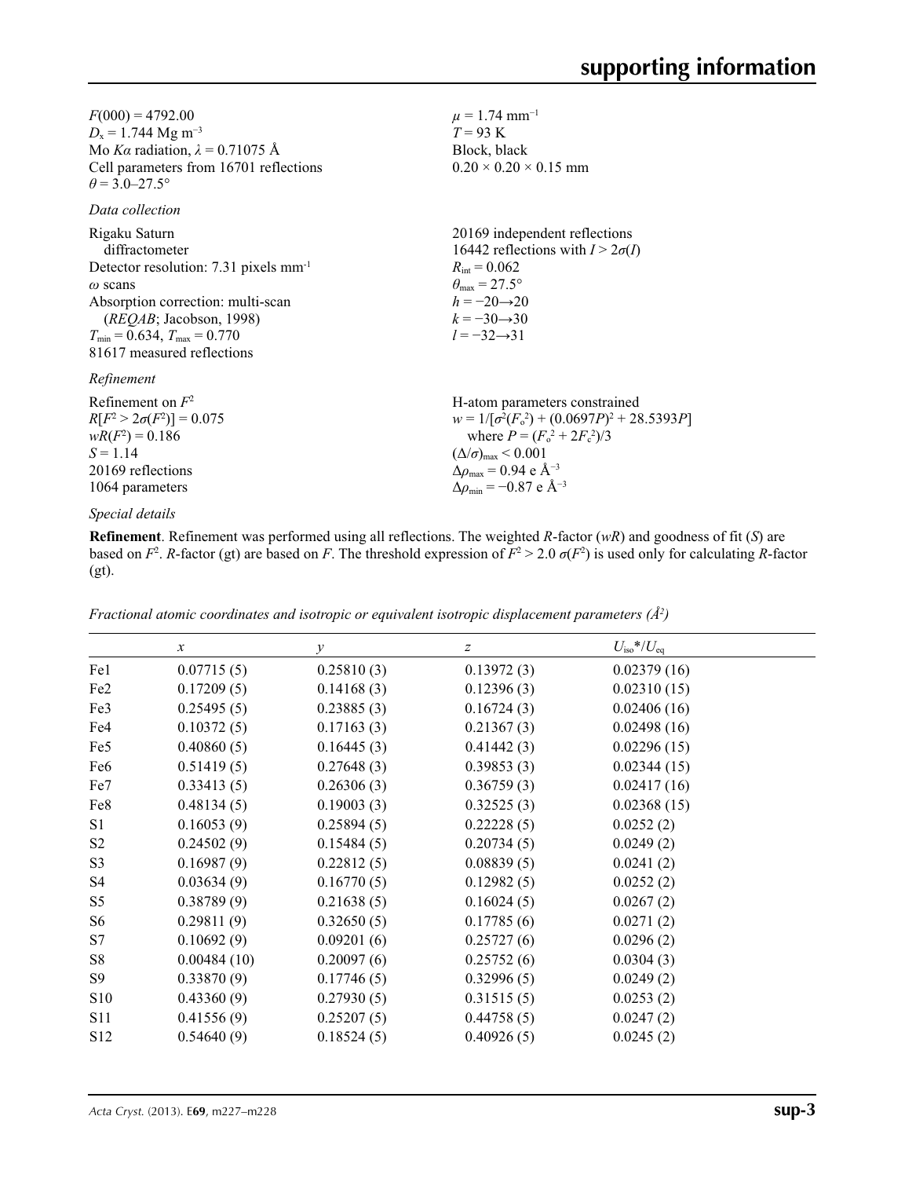$F(000) = 4792.00$
$D_x = 1.744$ Mg m$^{-3}$
Mo $K\alpha$ radiation, $\lambda = 0.71075$ Å
Cell parameters from 16701 reflections
$\theta = 3.0$–$27.5°$
$\mu = 1.74$ mm$^{-1}$
$T = 93$ K
Block, black
$0.20 \times 0.20 \times 0.15$ mm

*Data collection*

Rigaku Saturn diffractometer
Detector resolution: 7.31 pixels mm$^{-1}$
$\omega$ scans
Absorption correction: multi-scan (*REQAB*; Jacobson, 1998)
$T_{min} = 0.634$, $T_{max} = 0.770$
81617 measured reflections
20169 independent reflections
16442 reflections with $I > 2\sigma(I)$
$R_{int} = 0.062$
$\theta_{max} = 27.5°$
$h = -20 \rightarrow 20$
$k = -30 \rightarrow 30$
$l = -32 \rightarrow 31$

*Refinement*

Refinement on $F^2$
$R[F^2 > 2\sigma(F^2)] = 0.075$
$wR(F^2) = 0.186$
$S = 1.14$
20169 reflections
1064 parameters
H-atom parameters constrained
$w = 1/[\sigma^2(F_o^2) + (0.0697P)^2 + 28.5393P]$ where $P = (F_o^2 + 2F_c^2)/3$
$(\Delta/\sigma)_{max} < 0.001$
$\Delta\rho_{max} = 0.94$ e Å$^{-3}$
$\Delta\rho_{min} = -0.87$ e Å$^{-3}$

*Special details*

**Refinement**. Refinement was performed using all reflections. The weighted *R*-factor (*wR*) and goodness of fit (*S*) are based on $F^2$. *R*-factor (gt) are based on *F*. The threshold expression of $F^2 > 2.0\ \sigma(F^2)$ is used only for calculating *R*-factor (gt).

*Fractional atomic coordinates and isotropic or equivalent isotropic displacement parameters (Å²)*

| | $x$ | $y$ | $z$ | $U_{iso}$\*/$U_{eq}$ |
|---|---|---|---|---|
| Fe1 | 0.07715 (5) | 0.25810 (3) | 0.13972 (3) | 0.02379 (16) |
| Fe2 | 0.17209 (5) | 0.14168 (3) | 0.12396 (3) | 0.02310 (15) |
| Fe3 | 0.25495 (5) | 0.23885 (3) | 0.16724 (3) | 0.02406 (16) |
| Fe4 | 0.10372 (5) | 0.17163 (3) | 0.21367 (3) | 0.02498 (16) |
| Fe5 | 0.40860 (5) | 0.16445 (3) | 0.41442 (3) | 0.02296 (15) |
| Fe6 | 0.51419 (5) | 0.27648 (3) | 0.39853 (3) | 0.02344 (15) |
| Fe7 | 0.33413 (5) | 0.26306 (3) | 0.36759 (3) | 0.02417 (16) |
| Fe8 | 0.48134 (5) | 0.19003 (3) | 0.32525 (3) | 0.02368 (15) |
| S1 | 0.16053 (9) | 0.25894 (5) | 0.22228 (5) | 0.0252 (2) |
| S2 | 0.24502 (9) | 0.15484 (5) | 0.20734 (5) | 0.0249 (2) |
| S3 | 0.16987 (9) | 0.22812 (5) | 0.08839 (5) | 0.0241 (2) |
| S4 | 0.03634 (9) | 0.16770 (5) | 0.12982 (5) | 0.0252 (2) |
| S5 | 0.38789 (9) | 0.21638 (5) | 0.16024 (5) | 0.0267 (2) |
| S6 | 0.29811 (9) | 0.32650 (5) | 0.17785 (6) | 0.0271 (2) |
| S7 | 0.10692 (9) | 0.09201 (6) | 0.25727 (6) | 0.0296 (2) |
| S8 | 0.00484 (10) | 0.20097 (6) | 0.25752 (6) | 0.0304 (3) |
| S9 | 0.33870 (9) | 0.17746 (5) | 0.32996 (5) | 0.0249 (2) |
| S10 | 0.43360 (9) | 0.27930 (5) | 0.31515 (5) | 0.0253 (2) |
| S11 | 0.41556 (9) | 0.25207 (5) | 0.44758 (5) | 0.0247 (2) |
| S12 | 0.54640 (9) | 0.18524 (5) | 0.40926 (5) | 0.0245 (2) |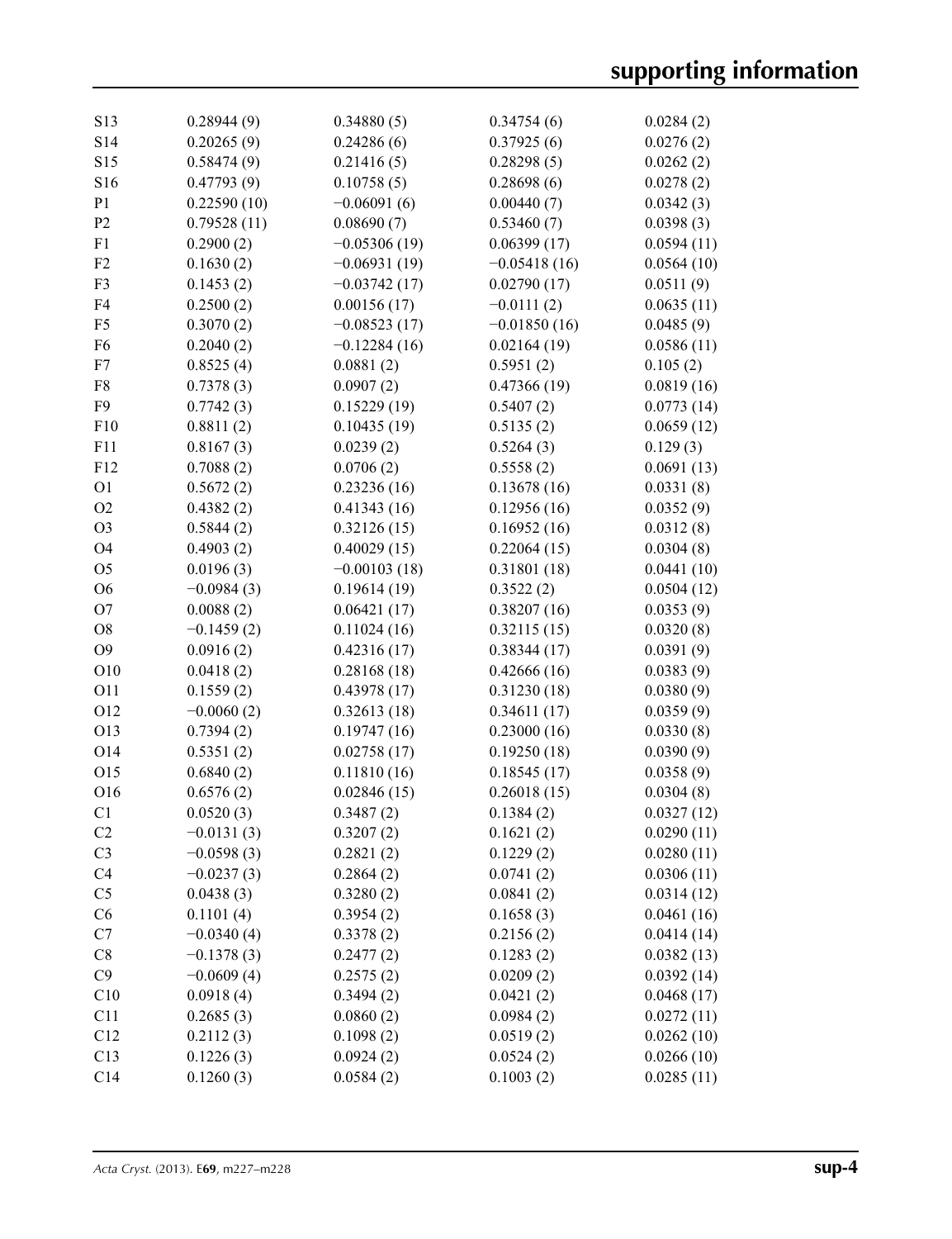| | | | | |
|---|---|---|---|---|
| S13 | 0.28944 (9) | 0.34880 (5) | 0.34754 (6) | 0.0284 (2) |
| S14 | 0.20265 (9) | 0.24286 (6) | 0.37925 (6) | 0.0276 (2) |
| S15 | 0.58474 (9) | 0.21416 (5) | 0.28298 (5) | 0.0262 (2) |
| S16 | 0.47793 (9) | 0.10758 (5) | 0.28698 (6) | 0.0278 (2) |
| P1 | 0.22590 (10) | −0.06091 (6) | 0.00440 (7) | 0.0342 (3) |
| P2 | 0.79528 (11) | 0.08690 (7) | 0.53460 (7) | 0.0398 (3) |
| F1 | 0.2900 (2) | −0.05306 (19) | 0.06399 (17) | 0.0594 (11) |
| F2 | 0.1630 (2) | −0.06931 (19) | −0.05418 (16) | 0.0564 (10) |
| F3 | 0.1453 (2) | −0.03742 (17) | 0.02790 (17) | 0.0511 (9) |
| F4 | 0.2500 (2) | 0.00156 (17) | −0.0111 (2) | 0.0635 (11) |
| F5 | 0.3070 (2) | −0.08523 (17) | −0.01850 (16) | 0.0485 (9) |
| F6 | 0.2040 (2) | −0.12284 (16) | 0.02164 (19) | 0.0586 (11) |
| F7 | 0.8525 (4) | 0.0881 (2) | 0.5951 (2) | 0.105 (2) |
| F8 | 0.7378 (3) | 0.0907 (2) | 0.47366 (19) | 0.0819 (16) |
| F9 | 0.7742 (3) | 0.15229 (19) | 0.5407 (2) | 0.0773 (14) |
| F10 | 0.8811 (2) | 0.10435 (19) | 0.5135 (2) | 0.0659 (12) |
| F11 | 0.8167 (3) | 0.0239 (2) | 0.5264 (3) | 0.129 (3) |
| F12 | 0.7088 (2) | 0.0706 (2) | 0.5558 (2) | 0.0691 (13) |
| O1 | 0.5672 (2) | 0.23236 (16) | 0.13678 (16) | 0.0331 (8) |
| O2 | 0.4382 (2) | 0.41343 (16) | 0.12956 (16) | 0.0352 (9) |
| O3 | 0.5844 (2) | 0.32126 (15) | 0.16952 (16) | 0.0312 (8) |
| O4 | 0.4903 (2) | 0.40029 (15) | 0.22064 (15) | 0.0304 (8) |
| O5 | 0.0196 (3) | −0.00103 (18) | 0.31801 (18) | 0.0441 (10) |
| O6 | −0.0984 (3) | 0.19614 (19) | 0.3522 (2) | 0.0504 (12) |
| O7 | 0.0088 (2) | 0.06421 (17) | 0.38207 (16) | 0.0353 (9) |
| O8 | −0.1459 (2) | 0.11024 (16) | 0.32115 (15) | 0.0320 (8) |
| O9 | 0.0916 (2) | 0.42316 (17) | 0.38344 (17) | 0.0391 (9) |
| O10 | 0.0418 (2) | 0.28168 (18) | 0.42666 (16) | 0.0383 (9) |
| O11 | 0.1559 (2) | 0.43978 (17) | 0.31230 (18) | 0.0380 (9) |
| O12 | −0.0060 (2) | 0.32613 (18) | 0.34611 (17) | 0.0359 (9) |
| O13 | 0.7394 (2) | 0.19747 (16) | 0.23000 (16) | 0.0330 (8) |
| O14 | 0.5351 (2) | 0.02758 (17) | 0.19250 (18) | 0.0390 (9) |
| O15 | 0.6840 (2) | 0.11810 (16) | 0.18545 (17) | 0.0358 (9) |
| O16 | 0.6576 (2) | 0.02846 (15) | 0.26018 (15) | 0.0304 (8) |
| C1 | 0.0520 (3) | 0.3487 (2) | 0.1384 (2) | 0.0327 (12) |
| C2 | −0.0131 (3) | 0.3207 (2) | 0.1621 (2) | 0.0290 (11) |
| C3 | −0.0598 (3) | 0.2821 (2) | 0.1229 (2) | 0.0280 (11) |
| C4 | −0.0237 (3) | 0.2864 (2) | 0.0741 (2) | 0.0306 (11) |
| C5 | 0.0438 (3) | 0.3280 (2) | 0.0841 (2) | 0.0314 (12) |
| C6 | 0.1101 (4) | 0.3954 (2) | 0.1658 (3) | 0.0461 (16) |
| C7 | −0.0340 (4) | 0.3378 (2) | 0.2156 (2) | 0.0414 (14) |
| C8 | −0.1378 (3) | 0.2477 (2) | 0.1283 (2) | 0.0382 (13) |
| C9 | −0.0609 (4) | 0.2575 (2) | 0.0209 (2) | 0.0392 (14) |
| C10 | 0.0918 (4) | 0.3494 (2) | 0.0421 (2) | 0.0468 (17) |
| C11 | 0.2685 (3) | 0.0860 (2) | 0.0984 (2) | 0.0272 (11) |
| C12 | 0.2112 (3) | 0.1098 (2) | 0.0519 (2) | 0.0262 (10) |
| C13 | 0.1226 (3) | 0.0924 (2) | 0.0524 (2) | 0.0266 (10) |
| C14 | 0.1260 (3) | 0.0584 (2) | 0.1003 (2) | 0.0285 (11) |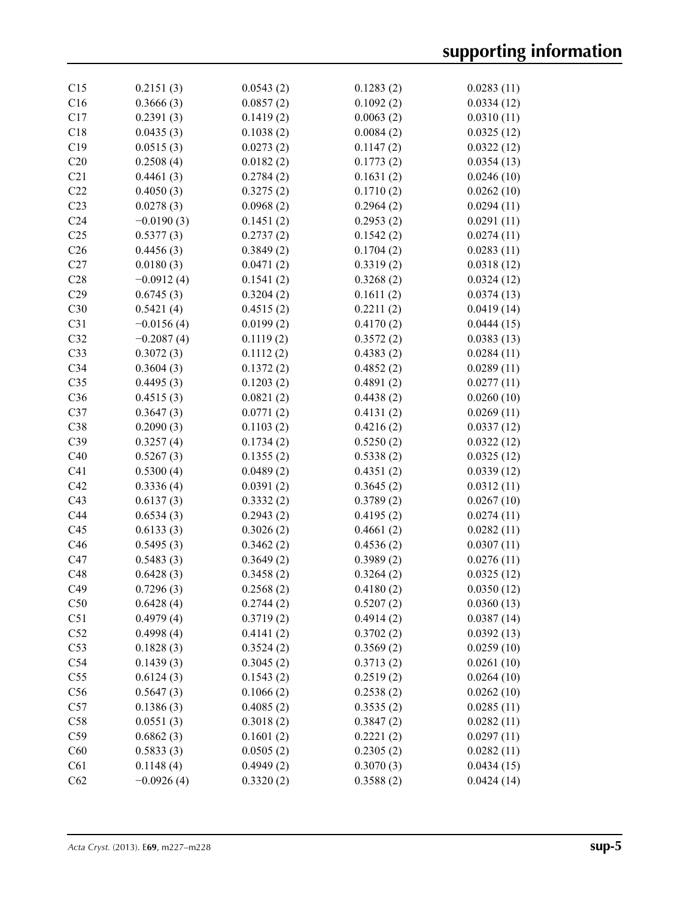| | | | | |
|---|---|---|---|---|
| C15 | 0.2151 (3) | 0.0543 (2) | 0.1283 (2) | 0.0283 (11) |
| C16 | 0.3666 (3) | 0.0857 (2) | 0.1092 (2) | 0.0334 (12) |
| C17 | 0.2391 (3) | 0.1419 (2) | 0.0063 (2) | 0.0310 (11) |
| C18 | 0.0435 (3) | 0.1038 (2) | 0.0084 (2) | 0.0325 (12) |
| C19 | 0.0515 (3) | 0.0273 (2) | 0.1147 (2) | 0.0322 (12) |
| C20 | 0.2508 (4) | 0.0182 (2) | 0.1773 (2) | 0.0354 (13) |
| C21 | 0.4461 (3) | 0.2784 (2) | 0.1631 (2) | 0.0246 (10) |
| C22 | 0.4050 (3) | 0.3275 (2) | 0.1710 (2) | 0.0262 (10) |
| C23 | 0.0278 (3) | 0.0968 (2) | 0.2964 (2) | 0.0294 (11) |
| C24 | −0.0190 (3) | 0.1451 (2) | 0.2953 (2) | 0.0291 (11) |
| C25 | 0.5377 (3) | 0.2737 (2) | 0.1542 (2) | 0.0274 (11) |
| C26 | 0.4456 (3) | 0.3849 (2) | 0.1704 (2) | 0.0283 (11) |
| C27 | 0.0180 (3) | 0.0471 (2) | 0.3319 (2) | 0.0318 (12) |
| C28 | −0.0912 (4) | 0.1541 (2) | 0.3268 (2) | 0.0324 (12) |
| C29 | 0.6745 (3) | 0.3204 (2) | 0.1611 (2) | 0.0374 (13) |
| C30 | 0.5421 (4) | 0.4515 (2) | 0.2211 (2) | 0.0419 (14) |
| C31 | −0.0156 (4) | 0.0199 (2) | 0.4170 (2) | 0.0444 (15) |
| C32 | −0.2087 (4) | 0.1119 (2) | 0.3572 (2) | 0.0383 (13) |
| C33 | 0.3072 (3) | 0.1112 (2) | 0.4383 (2) | 0.0284 (11) |
| C34 | 0.3604 (3) | 0.1372 (2) | 0.4852 (2) | 0.0289 (11) |
| C35 | 0.4495 (3) | 0.1203 (2) | 0.4891 (2) | 0.0277 (11) |
| C36 | 0.4515 (3) | 0.0821 (2) | 0.4438 (2) | 0.0260 (10) |
| C37 | 0.3647 (3) | 0.0771 (2) | 0.4131 (2) | 0.0269 (11) |
| C38 | 0.2090 (3) | 0.1103 (2) | 0.4216 (2) | 0.0337 (12) |
| C39 | 0.3257 (4) | 0.1734 (2) | 0.5250 (2) | 0.0322 (12) |
| C40 | 0.5267 (3) | 0.1355 (2) | 0.5338 (2) | 0.0325 (12) |
| C41 | 0.5300 (4) | 0.0489 (2) | 0.4351 (2) | 0.0339 (12) |
| C42 | 0.3336 (4) | 0.0391 (2) | 0.3645 (2) | 0.0312 (11) |
| C43 | 0.6137 (3) | 0.3332 (2) | 0.3789 (2) | 0.0267 (10) |
| C44 | 0.6534 (3) | 0.2943 (2) | 0.4195 (2) | 0.0274 (11) |
| C45 | 0.6133 (3) | 0.3026 (2) | 0.4661 (2) | 0.0282 (11) |
| C46 | 0.5495 (3) | 0.3462 (2) | 0.4536 (2) | 0.0307 (11) |
| C47 | 0.5483 (3) | 0.3649 (2) | 0.3989 (2) | 0.0276 (11) |
| C48 | 0.6428 (3) | 0.3458 (2) | 0.3264 (2) | 0.0325 (12) |
| C49 | 0.7296 (3) | 0.2568 (2) | 0.4180 (2) | 0.0350 (12) |
| C50 | 0.6428 (4) | 0.2744 (2) | 0.5207 (2) | 0.0360 (13) |
| C51 | 0.4979 (4) | 0.3719 (2) | 0.4914 (2) | 0.0387 (14) |
| C52 | 0.4998 (4) | 0.4141 (2) | 0.3702 (2) | 0.0392 (13) |
| C53 | 0.1828 (3) | 0.3524 (2) | 0.3569 (2) | 0.0259 (10) |
| C54 | 0.1439 (3) | 0.3045 (2) | 0.3713 (2) | 0.0261 (10) |
| C55 | 0.6124 (3) | 0.1543 (2) | 0.2519 (2) | 0.0264 (10) |
| C56 | 0.5647 (3) | 0.1066 (2) | 0.2538 (2) | 0.0262 (10) |
| C57 | 0.1386 (3) | 0.4085 (2) | 0.3535 (2) | 0.0285 (11) |
| C58 | 0.0551 (3) | 0.3018 (2) | 0.3847 (2) | 0.0282 (11) |
| C59 | 0.6862 (3) | 0.1601 (2) | 0.2221 (2) | 0.0297 (11) |
| C60 | 0.5833 (3) | 0.0505 (2) | 0.2305 (2) | 0.0282 (11) |
| C61 | 0.1148 (4) | 0.4949 (2) | 0.3070 (3) | 0.0434 (15) |
| C62 | −0.0926 (4) | 0.3320 (2) | 0.3588 (2) | 0.0424 (14) |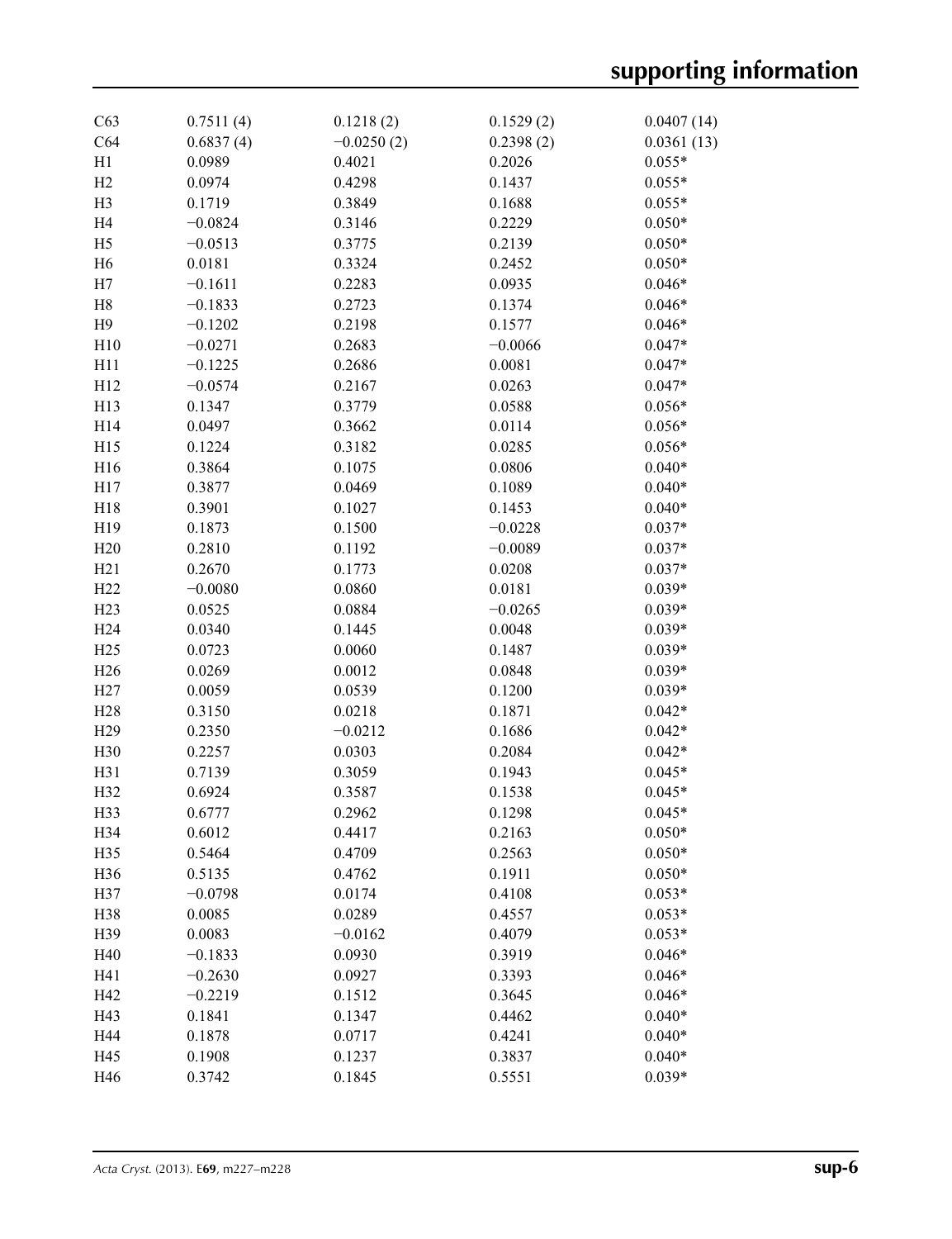| | | | | |
|---|---|---|---|---|
| C63 | 0.7511 (4) | 0.1218 (2) | 0.1529 (2) | 0.0407 (14) |
| C64 | 0.6837 (4) | −0.0250 (2) | 0.2398 (2) | 0.0361 (13) |
| H1 | 0.0989 | 0.4021 | 0.2026 | 0.055* |
| H2 | 0.0974 | 0.4298 | 0.1437 | 0.055* |
| H3 | 0.1719 | 0.3849 | 0.1688 | 0.055* |
| H4 | −0.0824 | 0.3146 | 0.2229 | 0.050* |
| H5 | −0.0513 | 0.3775 | 0.2139 | 0.050* |
| H6 | 0.0181 | 0.3324 | 0.2452 | 0.050* |
| H7 | −0.1611 | 0.2283 | 0.0935 | 0.046* |
| H8 | −0.1833 | 0.2723 | 0.1374 | 0.046* |
| H9 | −0.1202 | 0.2198 | 0.1577 | 0.046* |
| H10 | −0.0271 | 0.2683 | −0.0066 | 0.047* |
| H11 | −0.1225 | 0.2686 | 0.0081 | 0.047* |
| H12 | −0.0574 | 0.2167 | 0.0263 | 0.047* |
| H13 | 0.1347 | 0.3779 | 0.0588 | 0.056* |
| H14 | 0.0497 | 0.3662 | 0.0114 | 0.056* |
| H15 | 0.1224 | 0.3182 | 0.0285 | 0.056* |
| H16 | 0.3864 | 0.1075 | 0.0806 | 0.040* |
| H17 | 0.3877 | 0.0469 | 0.1089 | 0.040* |
| H18 | 0.3901 | 0.1027 | 0.1453 | 0.040* |
| H19 | 0.1873 | 0.1500 | −0.0228 | 0.037* |
| H20 | 0.2810 | 0.1192 | −0.0089 | 0.037* |
| H21 | 0.2670 | 0.1773 | 0.0208 | 0.037* |
| H22 | −0.0080 | 0.0860 | 0.0181 | 0.039* |
| H23 | 0.0525 | 0.0884 | −0.0265 | 0.039* |
| H24 | 0.0340 | 0.1445 | 0.0048 | 0.039* |
| H25 | 0.0723 | 0.0060 | 0.1487 | 0.039* |
| H26 | 0.0269 | 0.0012 | 0.0848 | 0.039* |
| H27 | 0.0059 | 0.0539 | 0.1200 | 0.039* |
| H28 | 0.3150 | 0.0218 | 0.1871 | 0.042* |
| H29 | 0.2350 | −0.0212 | 0.1686 | 0.042* |
| H30 | 0.2257 | 0.0303 | 0.2084 | 0.042* |
| H31 | 0.7139 | 0.3059 | 0.1943 | 0.045* |
| H32 | 0.6924 | 0.3587 | 0.1538 | 0.045* |
| H33 | 0.6777 | 0.2962 | 0.1298 | 0.045* |
| H34 | 0.6012 | 0.4417 | 0.2163 | 0.050* |
| H35 | 0.5464 | 0.4709 | 0.2563 | 0.050* |
| H36 | 0.5135 | 0.4762 | 0.1911 | 0.050* |
| H37 | −0.0798 | 0.0174 | 0.4108 | 0.053* |
| H38 | 0.0085 | 0.0289 | 0.4557 | 0.053* |
| H39 | 0.0083 | −0.0162 | 0.4079 | 0.053* |
| H40 | −0.1833 | 0.0930 | 0.3919 | 0.046* |
| H41 | −0.2630 | 0.0927 | 0.3393 | 0.046* |
| H42 | −0.2219 | 0.1512 | 0.3645 | 0.046* |
| H43 | 0.1841 | 0.1347 | 0.4462 | 0.040* |
| H44 | 0.1878 | 0.0717 | 0.4241 | 0.040* |
| H45 | 0.1908 | 0.1237 | 0.3837 | 0.040* |
| H46 | 0.3742 | 0.1845 | 0.5551 | 0.039* |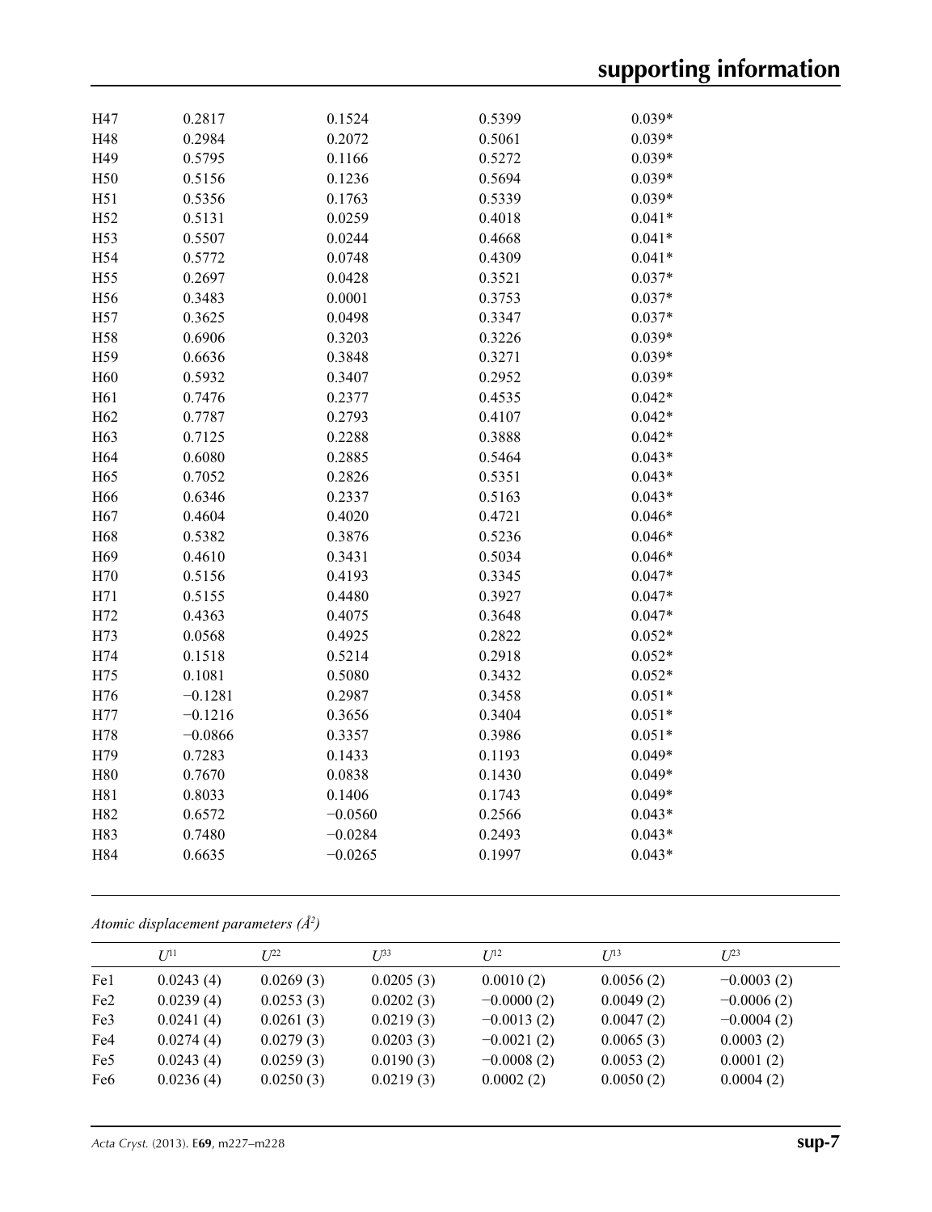| | | | | |
|---|---|---|---|---|
| H47 | 0.2817 | 0.1524 | 0.5399 | 0.039* |
| H48 | 0.2984 | 0.2072 | 0.5061 | 0.039* |
| H49 | 0.5795 | 0.1166 | 0.5272 | 0.039* |
| H50 | 0.5156 | 0.1236 | 0.5694 | 0.039* |
| H51 | 0.5356 | 0.1763 | 0.5339 | 0.039* |
| H52 | 0.5131 | 0.0259 | 0.4018 | 0.041* |
| H53 | 0.5507 | 0.0244 | 0.4668 | 0.041* |
| H54 | 0.5772 | 0.0748 | 0.4309 | 0.041* |
| H55 | 0.2697 | 0.0428 | 0.3521 | 0.037* |
| H56 | 0.3483 | 0.0001 | 0.3753 | 0.037* |
| H57 | 0.3625 | 0.0498 | 0.3347 | 0.037* |
| H58 | 0.6906 | 0.3203 | 0.3226 | 0.039* |
| H59 | 0.6636 | 0.3848 | 0.3271 | 0.039* |
| H60 | 0.5932 | 0.3407 | 0.2952 | 0.039* |
| H61 | 0.7476 | 0.2377 | 0.4535 | 0.042* |
| H62 | 0.7787 | 0.2793 | 0.4107 | 0.042* |
| H63 | 0.7125 | 0.2288 | 0.3888 | 0.042* |
| H64 | 0.6080 | 0.2885 | 0.5464 | 0.043* |
| H65 | 0.7052 | 0.2826 | 0.5351 | 0.043* |
| H66 | 0.6346 | 0.2337 | 0.5163 | 0.043* |
| H67 | 0.4604 | 0.4020 | 0.4721 | 0.046* |
| H68 | 0.5382 | 0.3876 | 0.5236 | 0.046* |
| H69 | 0.4610 | 0.3431 | 0.5034 | 0.046* |
| H70 | 0.5156 | 0.4193 | 0.3345 | 0.047* |
| H71 | 0.5155 | 0.4480 | 0.3927 | 0.047* |
| H72 | 0.4363 | 0.4075 | 0.3648 | 0.047* |
| H73 | 0.0568 | 0.4925 | 0.2822 | 0.052* |
| H74 | 0.1518 | 0.5214 | 0.2918 | 0.052* |
| H75 | 0.1081 | 0.5080 | 0.3432 | 0.052* |
| H76 | −0.1281 | 0.2987 | 0.3458 | 0.051* |
| H77 | −0.1216 | 0.3656 | 0.3404 | 0.051* |
| H78 | −0.0866 | 0.3357 | 0.3986 | 0.051* |
| H79 | 0.7283 | 0.1433 | 0.1193 | 0.049* |
| H80 | 0.7670 | 0.0838 | 0.1430 | 0.049* |
| H81 | 0.8033 | 0.1406 | 0.1743 | 0.049* |
| H82 | 0.6572 | −0.0560 | 0.2566 | 0.043* |
| H83 | 0.7480 | −0.0284 | 0.2493 | 0.043* |
| H84 | 0.6635 | −0.0265 | 0.1997 | 0.043* |

*Atomic displacement parameters (Å²)*

| | $U^{11}$ | $U^{22}$ | $U^{33}$ | $U^{12}$ | $U^{13}$ | $U^{23}$ |
|---|---|---|---|---|---|---|
| Fe1 | 0.0243 (4) | 0.0269 (3) | 0.0205 (3) | 0.0010 (2) | 0.0056 (2) | −0.0003 (2) |
| Fe2 | 0.0239 (4) | 0.0253 (3) | 0.0202 (3) | −0.0000 (2) | 0.0049 (2) | −0.0006 (2) |
| Fe3 | 0.0241 (4) | 0.0261 (3) | 0.0219 (3) | −0.0013 (2) | 0.0047 (2) | −0.0004 (2) |
| Fe4 | 0.0274 (4) | 0.0279 (3) | 0.0203 (3) | −0.0021 (2) | 0.0065 (3) | 0.0003 (2) |
| Fe5 | 0.0243 (4) | 0.0259 (3) | 0.0190 (3) | −0.0008 (2) | 0.0053 (2) | 0.0001 (2) |
| Fe6 | 0.0236 (4) | 0.0250 (3) | 0.0219 (3) | 0.0002 (2) | 0.0050 (2) | 0.0004 (2) |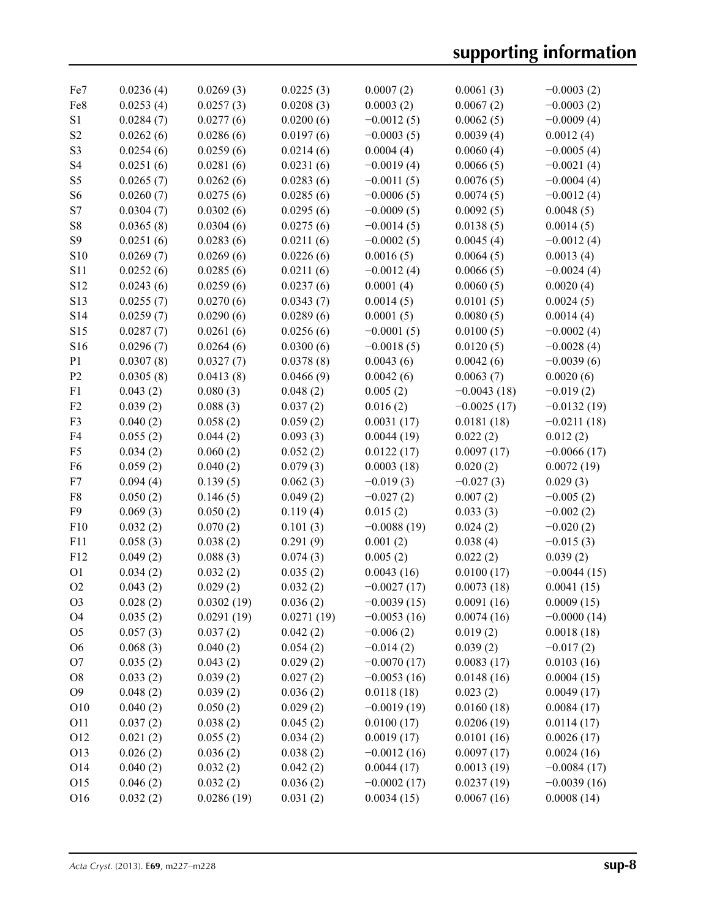| | | | | | |
|---|---|---|---|---|---|
| Fe7 | 0.0236 (4) | 0.0269 (3) | 0.0225 (3) | 0.0007 (2) | 0.0061 (3) | −0.0003 (2) |
| Fe8 | 0.0253 (4) | 0.0257 (3) | 0.0208 (3) | 0.0003 (2) | 0.0067 (2) | −0.0003 (2) |
| S1 | 0.0284 (7) | 0.0277 (6) | 0.0200 (6) | −0.0012 (5) | 0.0062 (5) | −0.0009 (4) |
| S2 | 0.0262 (6) | 0.0286 (6) | 0.0197 (6) | −0.0003 (5) | 0.0039 (4) | 0.0012 (4) |
| S3 | 0.0254 (6) | 0.0259 (6) | 0.0214 (6) | 0.0004 (4) | 0.0060 (4) | −0.0005 (4) |
| S4 | 0.0251 (6) | 0.0281 (6) | 0.0231 (6) | −0.0019 (4) | 0.0066 (5) | −0.0021 (4) |
| S5 | 0.0265 (7) | 0.0262 (6) | 0.0283 (6) | −0.0011 (5) | 0.0076 (5) | −0.0004 (4) |
| S6 | 0.0260 (7) | 0.0275 (6) | 0.0285 (6) | −0.0006 (5) | 0.0074 (5) | −0.0012 (4) |
| S7 | 0.0304 (7) | 0.0302 (6) | 0.0295 (6) | −0.0009 (5) | 0.0092 (5) | 0.0048 (5) |
| S8 | 0.0365 (8) | 0.0304 (6) | 0.0275 (6) | −0.0014 (5) | 0.0138 (5) | 0.0014 (5) |
| S9 | 0.0251 (6) | 0.0283 (6) | 0.0211 (6) | −0.0002 (5) | 0.0045 (4) | −0.0012 (4) |
| S10 | 0.0269 (7) | 0.0269 (6) | 0.0226 (6) | 0.0016 (5) | 0.0064 (5) | 0.0013 (4) |
| S11 | 0.0252 (6) | 0.0285 (6) | 0.0211 (6) | −0.0012 (4) | 0.0066 (5) | −0.0024 (4) |
| S12 | 0.0243 (6) | 0.0259 (6) | 0.0237 (6) | 0.0001 (4) | 0.0060 (5) | 0.0020 (4) |
| S13 | 0.0255 (7) | 0.0270 (6) | 0.0343 (7) | 0.0014 (5) | 0.0101 (5) | 0.0024 (5) |
| S14 | 0.0259 (7) | 0.0290 (6) | 0.0289 (6) | 0.0001 (5) | 0.0080 (5) | 0.0014 (4) |
| S15 | 0.0287 (7) | 0.0261 (6) | 0.0256 (6) | −0.0001 (5) | 0.0100 (5) | −0.0002 (4) |
| S16 | 0.0296 (7) | 0.0264 (6) | 0.0300 (6) | −0.0018 (5) | 0.0120 (5) | −0.0028 (4) |
| P1 | 0.0307 (8) | 0.0327 (7) | 0.0378 (8) | 0.0043 (6) | 0.0042 (6) | −0.0039 (6) |
| P2 | 0.0305 (8) | 0.0413 (8) | 0.0466 (9) | 0.0042 (6) | 0.0063 (7) | 0.0020 (6) |
| F1 | 0.043 (2) | 0.080 (3) | 0.048 (2) | 0.005 (2) | −0.0043 (18) | −0.019 (2) |
| F2 | 0.039 (2) | 0.088 (3) | 0.037 (2) | 0.016 (2) | −0.0025 (17) | −0.0132 (19) |
| F3 | 0.040 (2) | 0.058 (2) | 0.059 (2) | 0.0031 (17) | 0.0181 (18) | −0.0211 (18) |
| F4 | 0.055 (2) | 0.044 (2) | 0.093 (3) | 0.0044 (19) | 0.022 (2) | 0.012 (2) |
| F5 | 0.034 (2) | 0.060 (2) | 0.052 (2) | 0.0122 (17) | 0.0097 (17) | −0.0066 (17) |
| F6 | 0.059 (2) | 0.040 (2) | 0.079 (3) | 0.0003 (18) | 0.020 (2) | 0.0072 (19) |
| F7 | 0.094 (4) | 0.139 (5) | 0.062 (3) | −0.019 (3) | −0.027 (3) | 0.029 (3) |
| F8 | 0.050 (2) | 0.146 (5) | 0.049 (2) | −0.027 (2) | 0.007 (2) | −0.005 (2) |
| F9 | 0.069 (3) | 0.050 (2) | 0.119 (4) | 0.015 (2) | 0.033 (3) | −0.002 (2) |
| F10 | 0.032 (2) | 0.070 (2) | 0.101 (3) | −0.0088 (19) | 0.024 (2) | −0.020 (2) |
| F11 | 0.058 (3) | 0.038 (2) | 0.291 (9) | 0.001 (2) | 0.038 (4) | −0.015 (3) |
| F12 | 0.049 (2) | 0.088 (3) | 0.074 (3) | 0.005 (2) | 0.022 (2) | 0.039 (2) |
| O1 | 0.034 (2) | 0.032 (2) | 0.035 (2) | 0.0043 (16) | 0.0100 (17) | −0.0044 (15) |
| O2 | 0.043 (2) | 0.029 (2) | 0.032 (2) | −0.0027 (17) | 0.0073 (18) | 0.0041 (15) |
| O3 | 0.028 (2) | 0.0302 (19) | 0.036 (2) | −0.0039 (15) | 0.0091 (16) | 0.0009 (15) |
| O4 | 0.035 (2) | 0.0291 (19) | 0.0271 (19) | −0.0053 (16) | 0.0074 (16) | −0.0000 (14) |
| O5 | 0.057 (3) | 0.037 (2) | 0.042 (2) | −0.006 (2) | 0.019 (2) | 0.0018 (18) |
| O6 | 0.068 (3) | 0.040 (2) | 0.054 (2) | −0.014 (2) | 0.039 (2) | −0.017 (2) |
| O7 | 0.035 (2) | 0.043 (2) | 0.029 (2) | −0.0070 (17) | 0.0083 (17) | 0.0103 (16) |
| O8 | 0.033 (2) | 0.039 (2) | 0.027 (2) | −0.0053 (16) | 0.0148 (16) | 0.0004 (15) |
| O9 | 0.048 (2) | 0.039 (2) | 0.036 (2) | 0.0118 (18) | 0.023 (2) | 0.0049 (17) |
| O10 | 0.040 (2) | 0.050 (2) | 0.029 (2) | −0.0019 (19) | 0.0160 (18) | 0.0084 (17) |
| O11 | 0.037 (2) | 0.038 (2) | 0.045 (2) | 0.0100 (17) | 0.0206 (19) | 0.0114 (17) |
| O12 | 0.021 (2) | 0.055 (2) | 0.034 (2) | 0.0019 (17) | 0.0101 (16) | 0.0026 (17) |
| O13 | 0.026 (2) | 0.036 (2) | 0.038 (2) | −0.0012 (16) | 0.0097 (17) | 0.0024 (16) |
| O14 | 0.040 (2) | 0.032 (2) | 0.042 (2) | 0.0044 (17) | 0.0013 (19) | −0.0084 (17) |
| O15 | 0.046 (2) | 0.032 (2) | 0.036 (2) | −0.0002 (17) | 0.0237 (19) | −0.0039 (16) |
| O16 | 0.032 (2) | 0.0286 (19) | 0.031 (2) | 0.0034 (15) | 0.0067 (16) | 0.0008 (14) |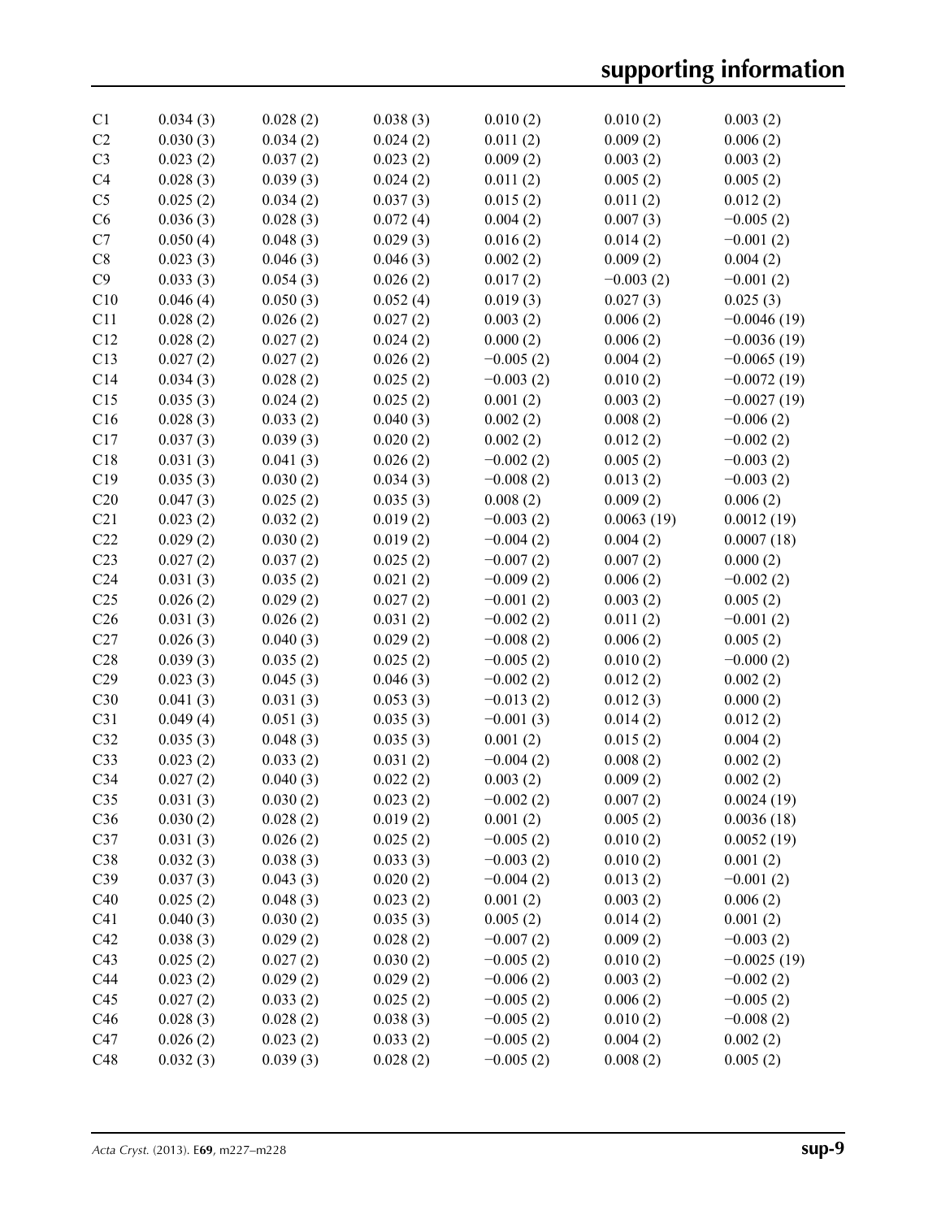| | | | | | | |
|---|---|---|---|---|---|---|
| C1 | 0.034 (3) | 0.028 (2) | 0.038 (3) | 0.010 (2) | 0.010 (2) | 0.003 (2) |
| C2 | 0.030 (3) | 0.034 (2) | 0.024 (2) | 0.011 (2) | 0.009 (2) | 0.006 (2) |
| C3 | 0.023 (2) | 0.037 (2) | 0.023 (2) | 0.009 (2) | 0.003 (2) | 0.003 (2) |
| C4 | 0.028 (3) | 0.039 (3) | 0.024 (2) | 0.011 (2) | 0.005 (2) | 0.005 (2) |
| C5 | 0.025 (2) | 0.034 (2) | 0.037 (3) | 0.015 (2) | 0.011 (2) | 0.012 (2) |
| C6 | 0.036 (3) | 0.028 (3) | 0.072 (4) | 0.004 (2) | 0.007 (3) | −0.005 (2) |
| C7 | 0.050 (4) | 0.048 (3) | 0.029 (3) | 0.016 (2) | 0.014 (2) | −0.001 (2) |
| C8 | 0.023 (3) | 0.046 (3) | 0.046 (3) | 0.002 (2) | 0.009 (2) | 0.004 (2) |
| C9 | 0.033 (3) | 0.054 (3) | 0.026 (2) | 0.017 (2) | −0.003 (2) | −0.001 (2) |
| C10 | 0.046 (4) | 0.050 (3) | 0.052 (4) | 0.019 (3) | 0.027 (3) | 0.025 (3) |
| C11 | 0.028 (2) | 0.026 (2) | 0.027 (2) | 0.003 (2) | 0.006 (2) | −0.0046 (19) |
| C12 | 0.028 (2) | 0.027 (2) | 0.024 (2) | 0.000 (2) | 0.006 (2) | −0.0036 (19) |
| C13 | 0.027 (2) | 0.027 (2) | 0.026 (2) | −0.005 (2) | 0.004 (2) | −0.0065 (19) |
| C14 | 0.034 (3) | 0.028 (2) | 0.025 (2) | −0.003 (2) | 0.010 (2) | −0.0072 (19) |
| C15 | 0.035 (3) | 0.024 (2) | 0.025 (2) | 0.001 (2) | 0.003 (2) | −0.0027 (19) |
| C16 | 0.028 (3) | 0.033 (2) | 0.040 (3) | 0.002 (2) | 0.008 (2) | −0.006 (2) |
| C17 | 0.037 (3) | 0.039 (3) | 0.020 (2) | 0.002 (2) | 0.012 (2) | −0.002 (2) |
| C18 | 0.031 (3) | 0.041 (3) | 0.026 (2) | −0.002 (2) | 0.005 (2) | −0.003 (2) |
| C19 | 0.035 (3) | 0.030 (2) | 0.034 (3) | −0.008 (2) | 0.013 (2) | −0.003 (2) |
| C20 | 0.047 (3) | 0.025 (2) | 0.035 (3) | 0.008 (2) | 0.009 (2) | 0.006 (2) |
| C21 | 0.023 (2) | 0.032 (2) | 0.019 (2) | −0.003 (2) | 0.0063 (19) | 0.0012 (19) |
| C22 | 0.029 (2) | 0.030 (2) | 0.019 (2) | −0.004 (2) | 0.004 (2) | 0.0007 (18) |
| C23 | 0.027 (2) | 0.037 (2) | 0.025 (2) | −0.007 (2) | 0.007 (2) | 0.000 (2) |
| C24 | 0.031 (3) | 0.035 (2) | 0.021 (2) | −0.009 (2) | 0.006 (2) | −0.002 (2) |
| C25 | 0.026 (2) | 0.029 (2) | 0.027 (2) | −0.001 (2) | 0.003 (2) | 0.005 (2) |
| C26 | 0.031 (3) | 0.026 (2) | 0.031 (2) | −0.002 (2) | 0.011 (2) | −0.001 (2) |
| C27 | 0.026 (3) | 0.040 (3) | 0.029 (2) | −0.008 (2) | 0.006 (2) | 0.005 (2) |
| C28 | 0.039 (3) | 0.035 (2) | 0.025 (2) | −0.005 (2) | 0.010 (2) | −0.000 (2) |
| C29 | 0.023 (3) | 0.045 (3) | 0.046 (3) | −0.002 (2) | 0.012 (2) | 0.002 (2) |
| C30 | 0.041 (3) | 0.031 (3) | 0.053 (3) | −0.013 (2) | 0.012 (3) | 0.000 (2) |
| C31 | 0.049 (4) | 0.051 (3) | 0.035 (3) | −0.001 (3) | 0.014 (2) | 0.012 (2) |
| C32 | 0.035 (3) | 0.048 (3) | 0.035 (3) | 0.001 (2) | 0.015 (2) | 0.004 (2) |
| C33 | 0.023 (2) | 0.033 (2) | 0.031 (2) | −0.004 (2) | 0.008 (2) | 0.002 (2) |
| C34 | 0.027 (2) | 0.040 (3) | 0.022 (2) | 0.003 (2) | 0.009 (2) | 0.002 (2) |
| C35 | 0.031 (3) | 0.030 (2) | 0.023 (2) | −0.002 (2) | 0.007 (2) | 0.0024 (19) |
| C36 | 0.030 (2) | 0.028 (2) | 0.019 (2) | 0.001 (2) | 0.005 (2) | 0.0036 (18) |
| C37 | 0.031 (3) | 0.026 (2) | 0.025 (2) | −0.005 (2) | 0.010 (2) | 0.0052 (19) |
| C38 | 0.032 (3) | 0.038 (3) | 0.033 (3) | −0.003 (2) | 0.010 (2) | 0.001 (2) |
| C39 | 0.037 (3) | 0.043 (3) | 0.020 (2) | −0.004 (2) | 0.013 (2) | −0.001 (2) |
| C40 | 0.025 (2) | 0.048 (3) | 0.023 (2) | 0.001 (2) | 0.003 (2) | 0.006 (2) |
| C41 | 0.040 (3) | 0.030 (2) | 0.035 (3) | 0.005 (2) | 0.014 (2) | 0.001 (2) |
| C42 | 0.038 (3) | 0.029 (2) | 0.028 (2) | −0.007 (2) | 0.009 (2) | −0.003 (2) |
| C43 | 0.025 (2) | 0.027 (2) | 0.030 (2) | −0.005 (2) | 0.010 (2) | −0.0025 (19) |
| C44 | 0.023 (2) | 0.029 (2) | 0.029 (2) | −0.006 (2) | 0.003 (2) | −0.002 (2) |
| C45 | 0.027 (2) | 0.033 (2) | 0.025 (2) | −0.005 (2) | 0.006 (2) | −0.005 (2) |
| C46 | 0.028 (3) | 0.028 (2) | 0.038 (3) | −0.005 (2) | 0.010 (2) | −0.008 (2) |
| C47 | 0.026 (2) | 0.023 (2) | 0.033 (2) | −0.005 (2) | 0.004 (2) | 0.002 (2) |
| C48 | 0.032 (3) | 0.039 (3) | 0.028 (2) | −0.005 (2) | 0.008 (2) | 0.005 (2) |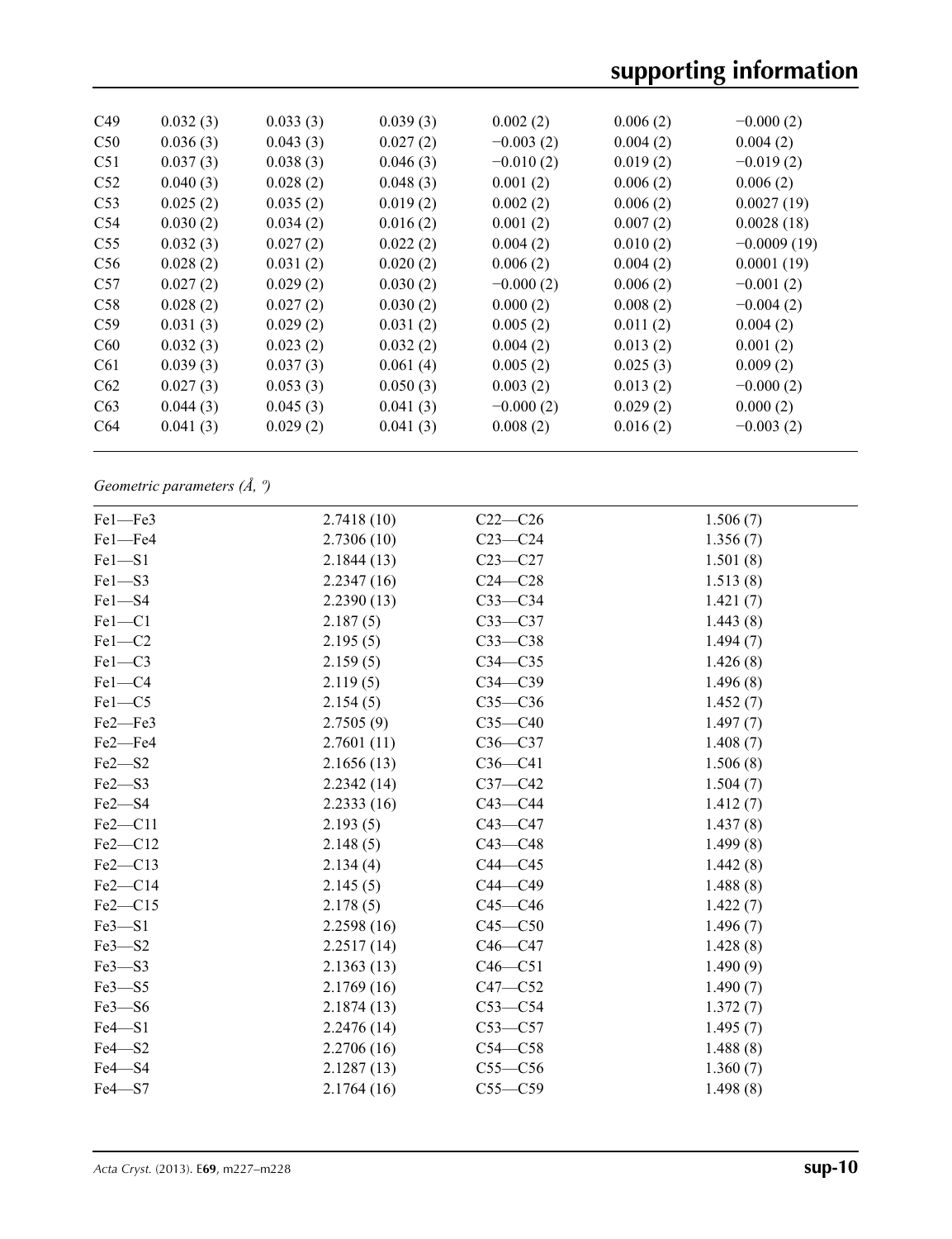| C49 | 0.032 (3) | 0.033 (3) | 0.039 (3) | 0.002 (2) | 0.006 (2) | −0.000 (2) |
|---|---|---|---|---|---|---|
| C50 | 0.036 (3) | 0.043 (3) | 0.027 (2) | −0.003 (2) | 0.004 (2) | 0.004 (2) |
| C51 | 0.037 (3) | 0.038 (3) | 0.046 (3) | −0.010 (2) | 0.019 (2) | −0.019 (2) |
| C52 | 0.040 (3) | 0.028 (2) | 0.048 (3) | 0.001 (2) | 0.006 (2) | 0.006 (2) |
| C53 | 0.025 (2) | 0.035 (2) | 0.019 (2) | 0.002 (2) | 0.006 (2) | 0.0027 (19) |
| C54 | 0.030 (2) | 0.034 (2) | 0.016 (2) | 0.001 (2) | 0.007 (2) | 0.0028 (18) |
| C55 | 0.032 (3) | 0.027 (2) | 0.022 (2) | 0.004 (2) | 0.010 (2) | −0.0009 (19) |
| C56 | 0.028 (2) | 0.031 (2) | 0.020 (2) | 0.006 (2) | 0.004 (2) | 0.0001 (19) |
| C57 | 0.027 (2) | 0.029 (2) | 0.030 (2) | −0.000 (2) | 0.006 (2) | −0.001 (2) |
| C58 | 0.028 (2) | 0.027 (2) | 0.030 (2) | 0.000 (2) | 0.008 (2) | −0.004 (2) |
| C59 | 0.031 (3) | 0.029 (2) | 0.031 (2) | 0.005 (2) | 0.011 (2) | 0.004 (2) |
| C60 | 0.032 (3) | 0.023 (2) | 0.032 (2) | 0.004 (2) | 0.013 (2) | 0.001 (2) |
| C61 | 0.039 (3) | 0.037 (3) | 0.061 (4) | 0.005 (2) | 0.025 (3) | 0.009 (2) |
| C62 | 0.027 (3) | 0.053 (3) | 0.050 (3) | 0.003 (2) | 0.013 (2) | −0.000 (2) |
| C63 | 0.044 (3) | 0.045 (3) | 0.041 (3) | −0.000 (2) | 0.029 (2) | 0.000 (2) |
| C64 | 0.041 (3) | 0.029 (2) | 0.041 (3) | 0.008 (2) | 0.016 (2) | −0.003 (2) |

*Geometric parameters (Å, º)*

| | | | |
|---|---|---|---|
| Fe1—Fe3 | 2.7418 (10) | C22—C26 | 1.506 (7) |
| Fe1—Fe4 | 2.7306 (10) | C23—C24 | 1.356 (7) |
| Fe1—S1 | 2.1844 (13) | C23—C27 | 1.501 (8) |
| Fe1—S3 | 2.2347 (16) | C24—C28 | 1.513 (8) |
| Fe1—S4 | 2.2390 (13) | C33—C34 | 1.421 (7) |
| Fe1—C1 | 2.187 (5) | C33—C37 | 1.443 (8) |
| Fe1—C2 | 2.195 (5) | C33—C38 | 1.494 (7) |
| Fe1—C3 | 2.159 (5) | C34—C35 | 1.426 (8) |
| Fe1—C4 | 2.119 (5) | C34—C39 | 1.496 (8) |
| Fe1—C5 | 2.154 (5) | C35—C36 | 1.452 (7) |
| Fe2—Fe3 | 2.7505 (9) | C35—C40 | 1.497 (7) |
| Fe2—Fe4 | 2.7601 (11) | C36—C37 | 1.408 (7) |
| Fe2—S2 | 2.1656 (13) | C36—C41 | 1.506 (8) |
| Fe2—S3 | 2.2342 (14) | C37—C42 | 1.504 (7) |
| Fe2—S4 | 2.2333 (16) | C43—C44 | 1.412 (7) |
| Fe2—C11 | 2.193 (5) | C43—C47 | 1.437 (8) |
| Fe2—C12 | 2.148 (5) | C43—C48 | 1.499 (8) |
| Fe2—C13 | 2.134 (4) | C44—C45 | 1.442 (8) |
| Fe2—C14 | 2.145 (5) | C44—C49 | 1.488 (8) |
| Fe2—C15 | 2.178 (5) | C45—C46 | 1.422 (7) |
| Fe3—S1 | 2.2598 (16) | C45—C50 | 1.496 (7) |
| Fe3—S2 | 2.2517 (14) | C46—C47 | 1.428 (8) |
| Fe3—S3 | 2.1363 (13) | C46—C51 | 1.490 (9) |
| Fe3—S5 | 2.1769 (16) | C47—C52 | 1.490 (7) |
| Fe3—S6 | 2.1874 (13) | C53—C54 | 1.372 (7) |
| Fe4—S1 | 2.2476 (14) | C53—C57 | 1.495 (7) |
| Fe4—S2 | 2.2706 (16) | C54—C58 | 1.488 (8) |
| Fe4—S4 | 2.1287 (13) | C55—C56 | 1.360 (7) |
| Fe4—S7 | 2.1764 (16) | C55—C59 | 1.498 (8) |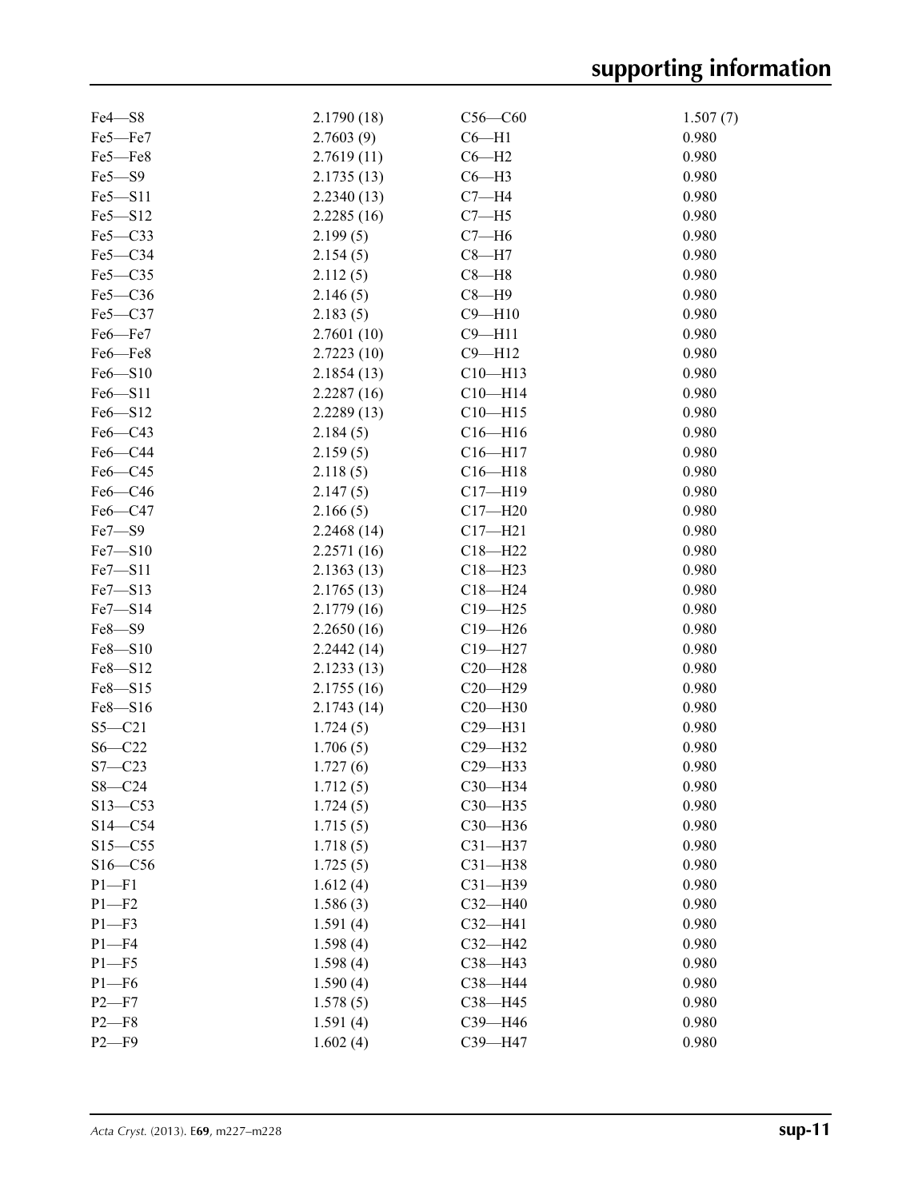| | | | |
|---|---|---|---|
| Fe4—S8 | 2.1790 (18) | C56—C60 | 1.507 (7) |
| Fe5—Fe7 | 2.7603 (9) | C6—H1 | 0.980 |
| Fe5—Fe8 | 2.7619 (11) | C6—H2 | 0.980 |
| Fe5—S9 | 2.1735 (13) | C6—H3 | 0.980 |
| Fe5—S11 | 2.2340 (13) | C7—H4 | 0.980 |
| Fe5—S12 | 2.2285 (16) | C7—H5 | 0.980 |
| Fe5—C33 | 2.199 (5) | C7—H6 | 0.980 |
| Fe5—C34 | 2.154 (5) | C8—H7 | 0.980 |
| Fe5—C35 | 2.112 (5) | C8—H8 | 0.980 |
| Fe5—C36 | 2.146 (5) | C8—H9 | 0.980 |
| Fe5—C37 | 2.183 (5) | C9—H10 | 0.980 |
| Fe6—Fe7 | 2.7601 (10) | C9—H11 | 0.980 |
| Fe6—Fe8 | 2.7223 (10) | C9—H12 | 0.980 |
| Fe6—S10 | 2.1854 (13) | C10—H13 | 0.980 |
| Fe6—S11 | 2.2287 (16) | C10—H14 | 0.980 |
| Fe6—S12 | 2.2289 (13) | C10—H15 | 0.980 |
| Fe6—C43 | 2.184 (5) | C16—H16 | 0.980 |
| Fe6—C44 | 2.159 (5) | C16—H17 | 0.980 |
| Fe6—C45 | 2.118 (5) | C16—H18 | 0.980 |
| Fe6—C46 | 2.147 (5) | C17—H19 | 0.980 |
| Fe6—C47 | 2.166 (5) | C17—H20 | 0.980 |
| Fe7—S9 | 2.2468 (14) | C17—H21 | 0.980 |
| Fe7—S10 | 2.2571 (16) | C18—H22 | 0.980 |
| Fe7—S11 | 2.1363 (13) | C18—H23 | 0.980 |
| Fe7—S13 | 2.1765 (13) | C18—H24 | 0.980 |
| Fe7—S14 | 2.1779 (16) | C19—H25 | 0.980 |
| Fe8—S9 | 2.2650 (16) | C19—H26 | 0.980 |
| Fe8—S10 | 2.2442 (14) | C19—H27 | 0.980 |
| Fe8—S12 | 2.1233 (13) | C20—H28 | 0.980 |
| Fe8—S15 | 2.1755 (16) | C20—H29 | 0.980 |
| Fe8—S16 | 2.1743 (14) | C20—H30 | 0.980 |
| S5—C21 | 1.724 (5) | C29—H31 | 0.980 |
| S6—C22 | 1.706 (5) | C29—H32 | 0.980 |
| S7—C23 | 1.727 (6) | C29—H33 | 0.980 |
| S8—C24 | 1.712 (5) | C30—H34 | 0.980 |
| S13—C53 | 1.724 (5) | C30—H35 | 0.980 |
| S14—C54 | 1.715 (5) | C30—H36 | 0.980 |
| S15—C55 | 1.718 (5) | C31—H37 | 0.980 |
| S16—C56 | 1.725 (5) | C31—H38 | 0.980 |
| P1—F1 | 1.612 (4) | C31—H39 | 0.980 |
| P1—F2 | 1.586 (3) | C32—H40 | 0.980 |
| P1—F3 | 1.591 (4) | C32—H41 | 0.980 |
| P1—F4 | 1.598 (4) | C32—H42 | 0.980 |
| P1—F5 | 1.598 (4) | C38—H43 | 0.980 |
| P1—F6 | 1.590 (4) | C38—H44 | 0.980 |
| P2—F7 | 1.578 (5) | C38—H45 | 0.980 |
| P2—F8 | 1.591 (4) | C39—H46 | 0.980 |
| P2—F9 | 1.602 (4) | C39—H47 | 0.980 |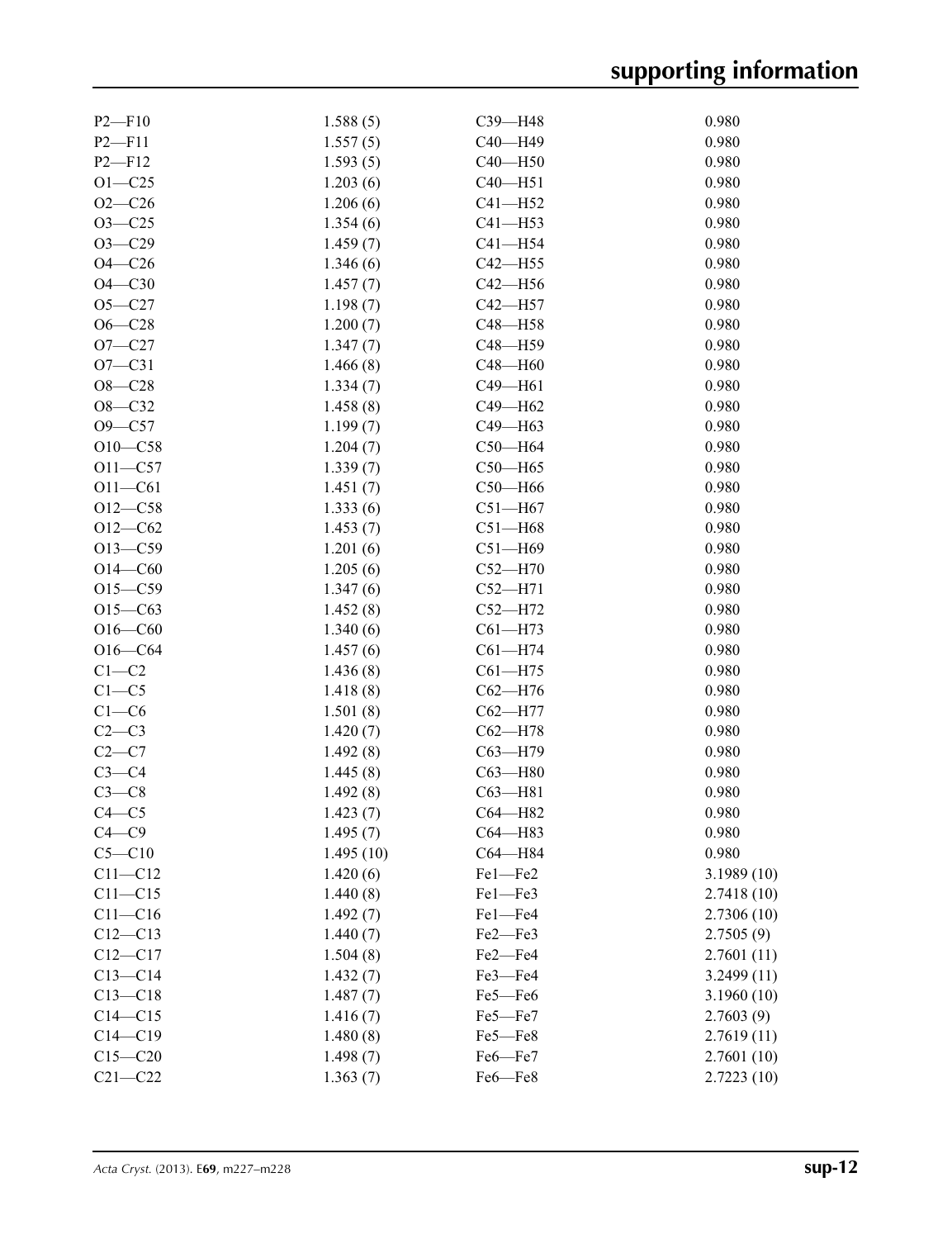| | | | |
|---|---|---|---|
| P2—F10 | 1.588 (5) | C39—H48 | 0.980 |
| P2—F11 | 1.557 (5) | C40—H49 | 0.980 |
| P2—F12 | 1.593 (5) | C40—H50 | 0.980 |
| O1—C25 | 1.203 (6) | C40—H51 | 0.980 |
| O2—C26 | 1.206 (6) | C41—H52 | 0.980 |
| O3—C25 | 1.354 (6) | C41—H53 | 0.980 |
| O3—C29 | 1.459 (7) | C41—H54 | 0.980 |
| O4—C26 | 1.346 (6) | C42—H55 | 0.980 |
| O4—C30 | 1.457 (7) | C42—H56 | 0.980 |
| O5—C27 | 1.198 (7) | C42—H57 | 0.980 |
| O6—C28 | 1.200 (7) | C48—H58 | 0.980 |
| O7—C27 | 1.347 (7) | C48—H59 | 0.980 |
| O7—C31 | 1.466 (8) | C48—H60 | 0.980 |
| O8—C28 | 1.334 (7) | C49—H61 | 0.980 |
| O8—C32 | 1.458 (8) | C49—H62 | 0.980 |
| O9—C57 | 1.199 (7) | C49—H63 | 0.980 |
| O10—C58 | 1.204 (7) | C50—H64 | 0.980 |
| O11—C57 | 1.339 (7) | C50—H65 | 0.980 |
| O11—C61 | 1.451 (7) | C50—H66 | 0.980 |
| O12—C58 | 1.333 (6) | C51—H67 | 0.980 |
| O12—C62 | 1.453 (7) | C51—H68 | 0.980 |
| O13—C59 | 1.201 (6) | C51—H69 | 0.980 |
| O14—C60 | 1.205 (6) | C52—H70 | 0.980 |
| O15—C59 | 1.347 (6) | C52—H71 | 0.980 |
| O15—C63 | 1.452 (8) | C52—H72 | 0.980 |
| O16—C60 | 1.340 (6) | C61—H73 | 0.980 |
| O16—C64 | 1.457 (6) | C61—H74 | 0.980 |
| C1—C2 | 1.436 (8) | C61—H75 | 0.980 |
| C1—C5 | 1.418 (8) | C62—H76 | 0.980 |
| C1—C6 | 1.501 (8) | C62—H77 | 0.980 |
| C2—C3 | 1.420 (7) | C62—H78 | 0.980 |
| C2—C7 | 1.492 (8) | C63—H79 | 0.980 |
| C3—C4 | 1.445 (8) | C63—H80 | 0.980 |
| C3—C8 | 1.492 (8) | C63—H81 | 0.980 |
| C4—C5 | 1.423 (7) | C64—H82 | 0.980 |
| C4—C9 | 1.495 (7) | C64—H83 | 0.980 |
| C5—C10 | 1.495 (10) | C64—H84 | 0.980 |
| C11—C12 | 1.420 (6) | Fe1—Fe2 | 3.1989 (10) |
| C11—C15 | 1.440 (8) | Fe1—Fe3 | 2.7418 (10) |
| C11—C16 | 1.492 (7) | Fe1—Fe4 | 2.7306 (10) |
| C12—C13 | 1.440 (7) | Fe2—Fe3 | 2.7505 (9) |
| C12—C17 | 1.504 (8) | Fe2—Fe4 | 2.7601 (11) |
| C13—C14 | 1.432 (7) | Fe3—Fe4 | 3.2499 (11) |
| C13—C18 | 1.487 (7) | Fe5—Fe6 | 3.1960 (10) |
| C14—C15 | 1.416 (7) | Fe5—Fe7 | 2.7603 (9) |
| C14—C19 | 1.480 (8) | Fe5—Fe8 | 2.7619 (11) |
| C15—C20 | 1.498 (7) | Fe6—Fe7 | 2.7601 (10) |
| C21—C22 | 1.363 (7) | Fe6—Fe8 | 2.7223 (10) |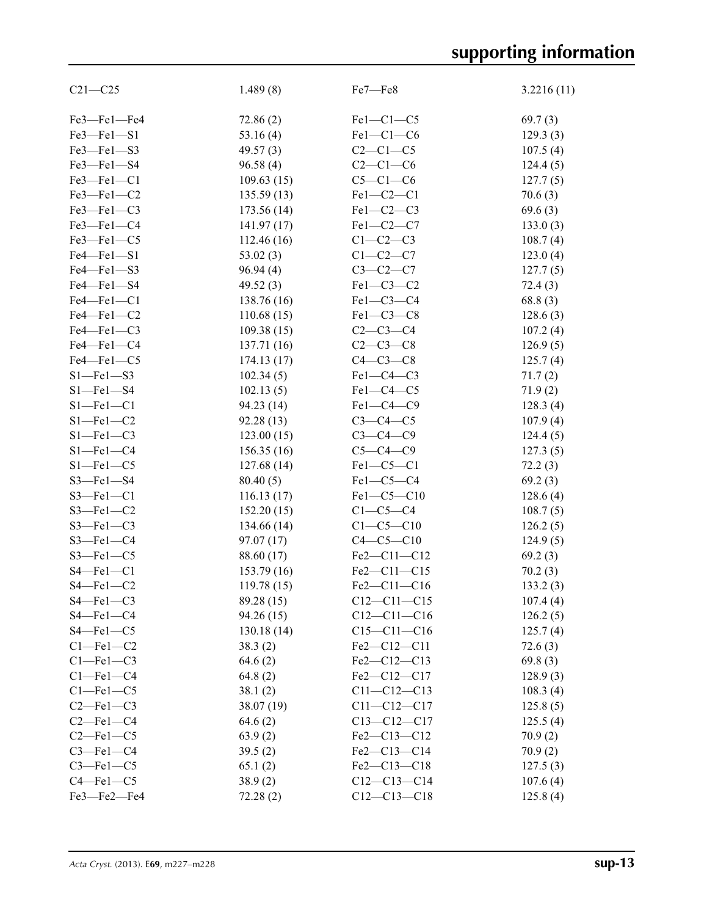| | | | |
|---|---|---|---|
| C21—C25 | 1.489 (8) | Fe7—Fe8 | 3.2216 (11) |
| | | | |
| Fe3—Fe1—Fe4 | 72.86 (2) | Fe1—C1—C5 | 69.7 (3) |
| Fe3—Fe1—S1 | 53.16 (4) | Fe1—C1—C6 | 129.3 (3) |
| Fe3—Fe1—S3 | 49.57 (3) | C2—C1—C5 | 107.5 (4) |
| Fe3—Fe1—S4 | 96.58 (4) | C2—C1—C6 | 124.4 (5) |
| Fe3—Fe1—C1 | 109.63 (15) | C5—C1—C6 | 127.7 (5) |
| Fe3—Fe1—C2 | 135.59 (13) | Fe1—C2—C1 | 70.6 (3) |
| Fe3—Fe1—C3 | 173.56 (14) | Fe1—C2—C3 | 69.6 (3) |
| Fe3—Fe1—C4 | 141.97 (17) | Fe1—C2—C7 | 133.0 (3) |
| Fe3—Fe1—C5 | 112.46 (16) | C1—C2—C3 | 108.7 (4) |
| Fe4—Fe1—S1 | 53.02 (3) | C1—C2—C7 | 123.0 (4) |
| Fe4—Fe1—S3 | 96.94 (4) | C3—C2—C7 | 127.7 (5) |
| Fe4—Fe1—S4 | 49.52 (3) | Fe1—C3—C2 | 72.4 (3) |
| Fe4—Fe1—C1 | 138.76 (16) | Fe1—C3—C4 | 68.8 (3) |
| Fe4—Fe1—C2 | 110.68 (15) | Fe1—C3—C8 | 128.6 (3) |
| Fe4—Fe1—C3 | 109.38 (15) | C2—C3—C4 | 107.2 (4) |
| Fe4—Fe1—C4 | 137.71 (16) | C2—C3—C8 | 126.9 (5) |
| Fe4—Fe1—C5 | 174.13 (17) | C4—C3—C8 | 125.7 (4) |
| S1—Fe1—S3 | 102.34 (5) | Fe1—C4—C3 | 71.7 (2) |
| S1—Fe1—S4 | 102.13 (5) | Fe1—C4—C5 | 71.9 (2) |
| S1—Fe1—C1 | 94.23 (14) | Fe1—C4—C9 | 128.3 (4) |
| S1—Fe1—C2 | 92.28 (13) | C3—C4—C5 | 107.9 (4) |
| S1—Fe1—C3 | 123.00 (15) | C3—C4—C9 | 124.4 (5) |
| S1—Fe1—C4 | 156.35 (16) | C5—C4—C9 | 127.3 (5) |
| S1—Fe1—C5 | 127.68 (14) | Fe1—C5—C1 | 72.2 (3) |
| S3—Fe1—S4 | 80.40 (5) | Fe1—C5—C4 | 69.2 (3) |
| S3—Fe1—C1 | 116.13 (17) | Fe1—C5—C10 | 128.6 (4) |
| S3—Fe1—C2 | 152.20 (15) | C1—C5—C4 | 108.7 (5) |
| S3—Fe1—C3 | 134.66 (14) | C1—C5—C10 | 126.2 (5) |
| S3—Fe1—C4 | 97.07 (17) | C4—C5—C10 | 124.9 (5) |
| S3—Fe1—C5 | 88.60 (17) | Fe2—C11—C12 | 69.2 (3) |
| S4—Fe1—C1 | 153.79 (16) | Fe2—C11—C15 | 70.2 (3) |
| S4—Fe1—C2 | 119.78 (15) | Fe2—C11—C16 | 133.2 (3) |
| S4—Fe1—C3 | 89.28 (15) | C12—C11—C15 | 107.4 (4) |
| S4—Fe1—C4 | 94.26 (15) | C12—C11—C16 | 126.2 (5) |
| S4—Fe1—C5 | 130.18 (14) | C15—C11—C16 | 125.7 (4) |
| C1—Fe1—C2 | 38.3 (2) | Fe2—C12—C11 | 72.6 (3) |
| C1—Fe1—C3 | 64.6 (2) | Fe2—C12—C13 | 69.8 (3) |
| C1—Fe1—C4 | 64.8 (2) | Fe2—C12—C17 | 128.9 (3) |
| C1—Fe1—C5 | 38.1 (2) | C11—C12—C13 | 108.3 (4) |
| C2—Fe1—C3 | 38.07 (19) | C11—C12—C17 | 125.8 (5) |
| C2—Fe1—C4 | 64.6 (2) | C13—C12—C17 | 125.5 (4) |
| C2—Fe1—C5 | 63.9 (2) | Fe2—C13—C12 | 70.9 (2) |
| C3—Fe1—C4 | 39.5 (2) | Fe2—C13—C14 | 70.9 (2) |
| C3—Fe1—C5 | 65.1 (2) | Fe2—C13—C18 | 127.5 (3) |
| C4—Fe1—C5 | 38.9 (2) | C12—C13—C14 | 107.6 (4) |
| Fe3—Fe2—Fe4 | 72.28 (2) | C12—C13—C18 | 125.8 (4) |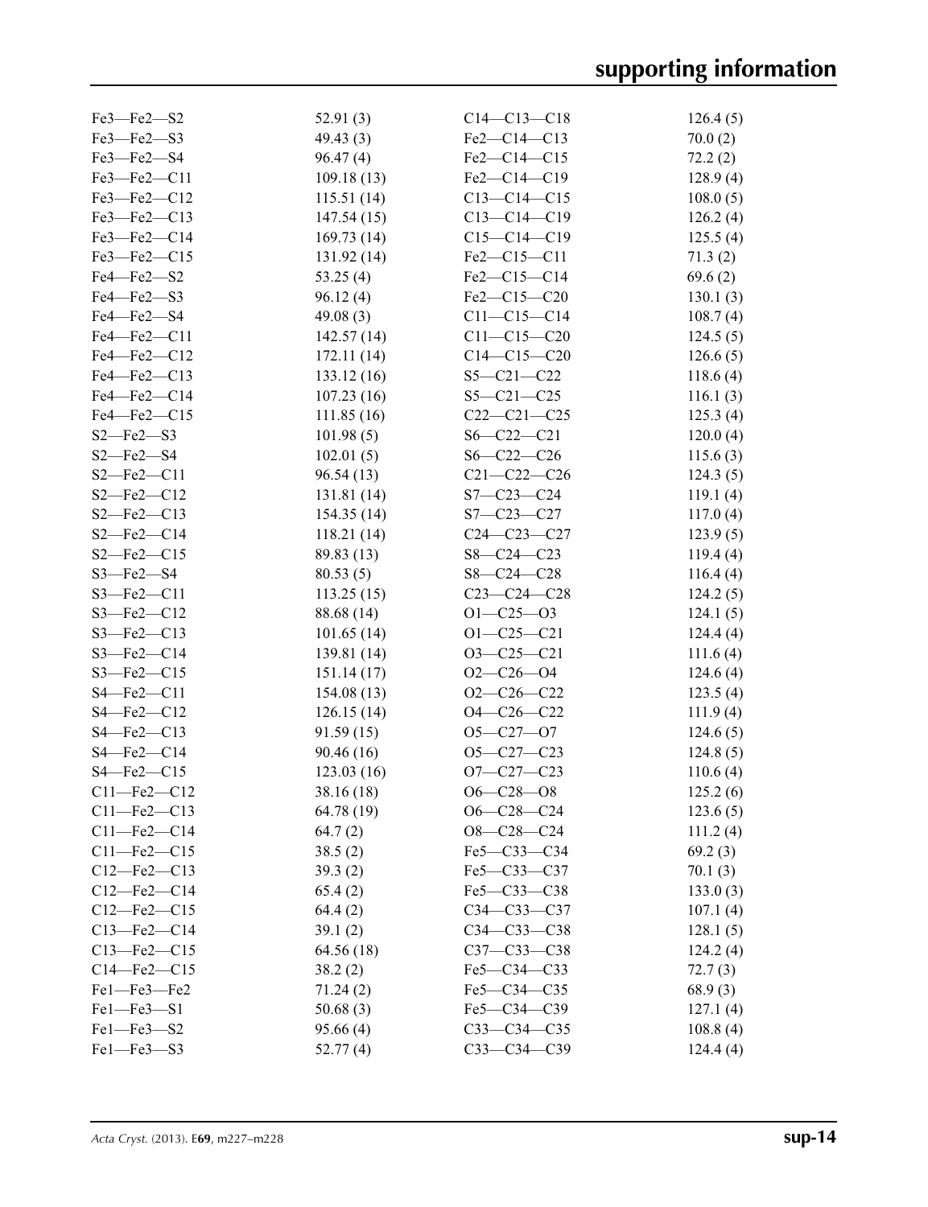| | | | |
|---|---|---|---|
| Fe3—Fe2—S2 | 52.91 (3) | C14—C13—C18 | 126.4 (5) |
| Fe3—Fe2—S3 | 49.43 (3) | Fe2—C14—C13 | 70.0 (2) |
| Fe3—Fe2—S4 | 96.47 (4) | Fe2—C14—C15 | 72.2 (2) |
| Fe3—Fe2—C11 | 109.18 (13) | Fe2—C14—C19 | 128.9 (4) |
| Fe3—Fe2—C12 | 115.51 (14) | C13—C14—C15 | 108.0 (5) |
| Fe3—Fe2—C13 | 147.54 (15) | C13—C14—C19 | 126.2 (4) |
| Fe3—Fe2—C14 | 169.73 (14) | C15—C14—C19 | 125.5 (4) |
| Fe3—Fe2—C15 | 131.92 (14) | Fe2—C15—C11 | 71.3 (2) |
| Fe4—Fe2—S2 | 53.25 (4) | Fe2—C15—C14 | 69.6 (2) |
| Fe4—Fe2—S3 | 96.12 (4) | Fe2—C15—C20 | 130.1 (3) |
| Fe4—Fe2—S4 | 49.08 (3) | C11—C15—C14 | 108.7 (4) |
| Fe4—Fe2—C11 | 142.57 (14) | C11—C15—C20 | 124.5 (5) |
| Fe4—Fe2—C12 | 172.11 (14) | C14—C15—C20 | 126.6 (5) |
| Fe4—Fe2—C13 | 133.12 (16) | S5—C21—C22 | 118.6 (4) |
| Fe4—Fe2—C14 | 107.23 (16) | S5—C21—C25 | 116.1 (3) |
| Fe4—Fe2—C15 | 111.85 (16) | C22—C21—C25 | 125.3 (4) |
| S2—Fe2—S3 | 101.98 (5) | S6—C22—C21 | 120.0 (4) |
| S2—Fe2—S4 | 102.01 (5) | S6—C22—C26 | 115.6 (3) |
| S2—Fe2—C11 | 96.54 (13) | C21—C22—C26 | 124.3 (5) |
| S2—Fe2—C12 | 131.81 (14) | S7—C23—C24 | 119.1 (4) |
| S2—Fe2—C13 | 154.35 (14) | S7—C23—C27 | 117.0 (4) |
| S2—Fe2—C14 | 118.21 (14) | C24—C23—C27 | 123.9 (5) |
| S2—Fe2—C15 | 89.83 (13) | S8—C24—C23 | 119.4 (4) |
| S3—Fe2—S4 | 80.53 (5) | S8—C24—C28 | 116.4 (4) |
| S3—Fe2—C11 | 113.25 (15) | C23—C24—C28 | 124.2 (5) |
| S3—Fe2—C12 | 88.68 (14) | O1—C25—O3 | 124.1 (5) |
| S3—Fe2—C13 | 101.65 (14) | O1—C25—C21 | 124.4 (4) |
| S3—Fe2—C14 | 139.81 (14) | O3—C25—C21 | 111.6 (4) |
| S3—Fe2—C15 | 151.14 (17) | O2—C26—O4 | 124.6 (4) |
| S4—Fe2—C11 | 154.08 (13) | O2—C26—C22 | 123.5 (4) |
| S4—Fe2—C12 | 126.15 (14) | O4—C26—C22 | 111.9 (4) |
| S4—Fe2—C13 | 91.59 (15) | O5—C27—O7 | 124.6 (5) |
| S4—Fe2—C14 | 90.46 (16) | O5—C27—C23 | 124.8 (5) |
| S4—Fe2—C15 | 123.03 (16) | O7—C27—C23 | 110.6 (4) |
| C11—Fe2—C12 | 38.16 (18) | O6—C28—O8 | 125.2 (6) |
| C11—Fe2—C13 | 64.78 (19) | O6—C28—C24 | 123.6 (5) |
| C11—Fe2—C14 | 64.7 (2) | O8—C28—C24 | 111.2 (4) |
| C11—Fe2—C15 | 38.5 (2) | Fe5—C33—C34 | 69.2 (3) |
| C12—Fe2—C13 | 39.3 (2) | Fe5—C33—C37 | 70.1 (3) |
| C12—Fe2—C14 | 65.4 (2) | Fe5—C33—C38 | 133.0 (3) |
| C12—Fe2—C15 | 64.4 (2) | C34—C33—C37 | 107.1 (4) |
| C13—Fe2—C14 | 39.1 (2) | C34—C33—C38 | 128.1 (5) |
| C13—Fe2—C15 | 64.56 (18) | C37—C33—C38 | 124.2 (4) |
| C14—Fe2—C15 | 38.2 (2) | Fe5—C34—C33 | 72.7 (3) |
| Fe1—Fe3—Fe2 | 71.24 (2) | Fe5—C34—C35 | 68.9 (3) |
| Fe1—Fe3—S1 | 50.68 (3) | Fe5—C34—C39 | 127.1 (4) |
| Fe1—Fe3—S2 | 95.66 (4) | C33—C34—C35 | 108.8 (4) |
| Fe1—Fe3—S3 | 52.77 (4) | C33—C34—C39 | 124.4 (4) |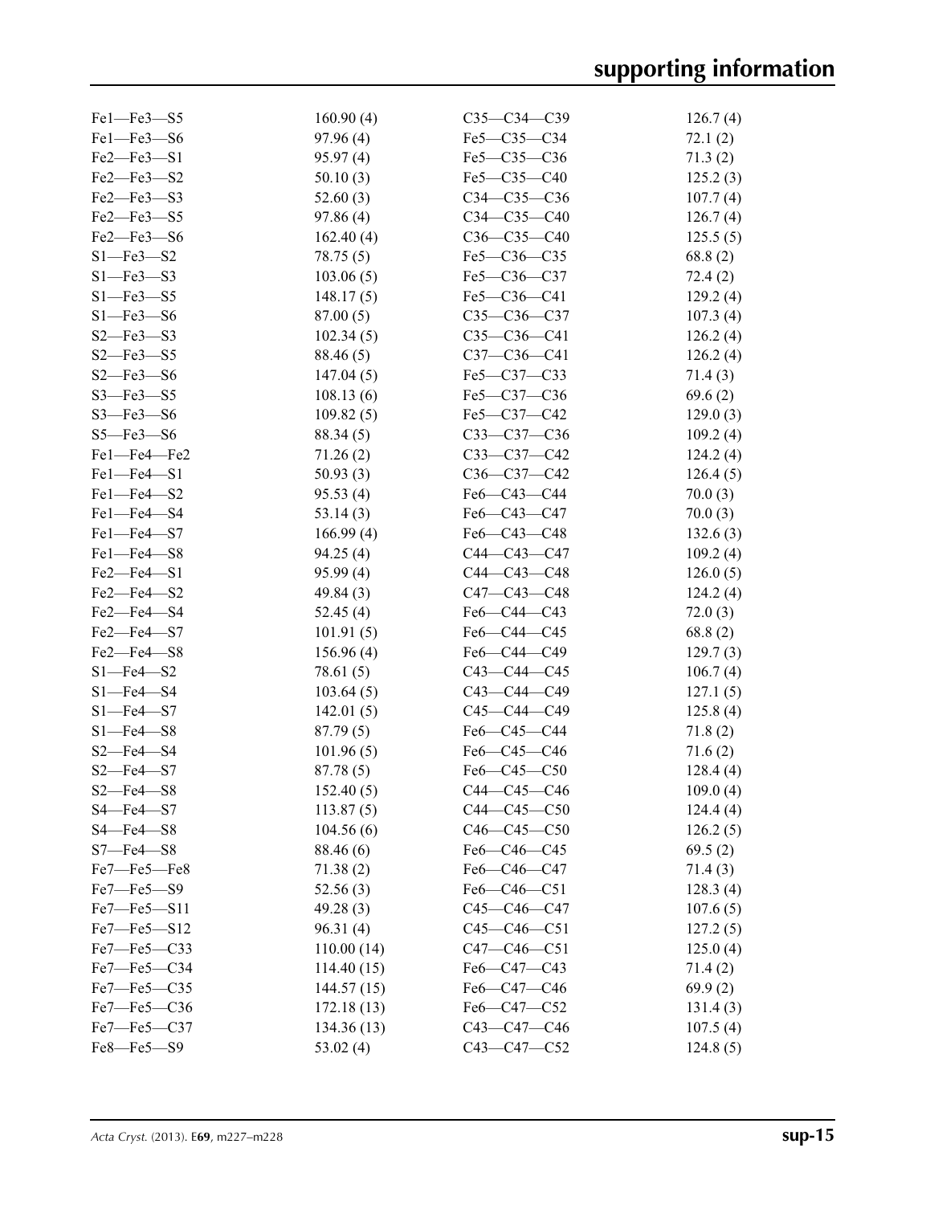| | | | |
|---|---|---|---|
| Fe1—Fe3—S5 | 160.90 (4) | C35—C34—C39 | 126.7 (4) |
| Fe1—Fe3—S6 | 97.96 (4) | Fe5—C35—C34 | 72.1 (2) |
| Fe2—Fe3—S1 | 95.97 (4) | Fe5—C35—C36 | 71.3 (2) |
| Fe2—Fe3—S2 | 50.10 (3) | Fe5—C35—C40 | 125.2 (3) |
| Fe2—Fe3—S3 | 52.60 (3) | C34—C35—C36 | 107.7 (4) |
| Fe2—Fe3—S5 | 97.86 (4) | C34—C35—C40 | 126.7 (4) |
| Fe2—Fe3—S6 | 162.40 (4) | C36—C35—C40 | 125.5 (5) |
| S1—Fe3—S2 | 78.75 (5) | Fe5—C36—C35 | 68.8 (2) |
| S1—Fe3—S3 | 103.06 (5) | Fe5—C36—C37 | 72.4 (2) |
| S1—Fe3—S5 | 148.17 (5) | Fe5—C36—C41 | 129.2 (4) |
| S1—Fe3—S6 | 87.00 (5) | C35—C36—C37 | 107.3 (4) |
| S2—Fe3—S3 | 102.34 (5) | C35—C36—C41 | 126.2 (4) |
| S2—Fe3—S5 | 88.46 (5) | C37—C36—C41 | 126.2 (4) |
| S2—Fe3—S6 | 147.04 (5) | Fe5—C37—C33 | 71.4 (3) |
| S3—Fe3—S5 | 108.13 (6) | Fe5—C37—C36 | 69.6 (2) |
| S3—Fe3—S6 | 109.82 (5) | Fe5—C37—C42 | 129.0 (3) |
| S5—Fe3—S6 | 88.34 (5) | C33—C37—C36 | 109.2 (4) |
| Fe1—Fe4—Fe2 | 71.26 (2) | C33—C37—C42 | 124.2 (4) |
| Fe1—Fe4—S1 | 50.93 (3) | C36—C37—C42 | 126.4 (5) |
| Fe1—Fe4—S2 | 95.53 (4) | Fe6—C43—C44 | 70.0 (3) |
| Fe1—Fe4—S4 | 53.14 (3) | Fe6—C43—C47 | 70.0 (3) |
| Fe1—Fe4—S7 | 166.99 (4) | Fe6—C43—C48 | 132.6 (3) |
| Fe1—Fe4—S8 | 94.25 (4) | C44—C43—C47 | 109.2 (4) |
| Fe2—Fe4—S1 | 95.99 (4) | C44—C43—C48 | 126.0 (5) |
| Fe2—Fe4—S2 | 49.84 (3) | C47—C43—C48 | 124.2 (4) |
| Fe2—Fe4—S4 | 52.45 (4) | Fe6—C44—C43 | 72.0 (3) |
| Fe2—Fe4—S7 | 101.91 (5) | Fe6—C44—C45 | 68.8 (2) |
| Fe2—Fe4—S8 | 156.96 (4) | Fe6—C44—C49 | 129.7 (3) |
| S1—Fe4—S2 | 78.61 (5) | C43—C44—C45 | 106.7 (4) |
| S1—Fe4—S4 | 103.64 (5) | C43—C44—C49 | 127.1 (5) |
| S1—Fe4—S7 | 142.01 (5) | C45—C44—C49 | 125.8 (4) |
| S1—Fe4—S8 | 87.79 (5) | Fe6—C45—C44 | 71.8 (2) |
| S2—Fe4—S4 | 101.96 (5) | Fe6—C45—C46 | 71.6 (2) |
| S2—Fe4—S7 | 87.78 (5) | Fe6—C45—C50 | 128.4 (4) |
| S2—Fe4—S8 | 152.40 (5) | C44—C45—C46 | 109.0 (4) |
| S4—Fe4—S7 | 113.87 (5) | C44—C45—C50 | 124.4 (4) |
| S4—Fe4—S8 | 104.56 (6) | C46—C45—C50 | 126.2 (5) |
| S7—Fe4—S8 | 88.46 (6) | Fe6—C46—C45 | 69.5 (2) |
| Fe7—Fe5—Fe8 | 71.38 (2) | Fe6—C46—C47 | 71.4 (3) |
| Fe7—Fe5—S9 | 52.56 (3) | Fe6—C46—C51 | 128.3 (4) |
| Fe7—Fe5—S11 | 49.28 (3) | C45—C46—C47 | 107.6 (5) |
| Fe7—Fe5—S12 | 96.31 (4) | C45—C46—C51 | 127.2 (5) |
| Fe7—Fe5—C33 | 110.00 (14) | C47—C46—C51 | 125.0 (4) |
| Fe7—Fe5—C34 | 114.40 (15) | Fe6—C47—C43 | 71.4 (2) |
| Fe7—Fe5—C35 | 144.57 (15) | Fe6—C47—C46 | 69.9 (2) |
| Fe7—Fe5—C36 | 172.18 (13) | Fe6—C47—C52 | 131.4 (3) |
| Fe7—Fe5—C37 | 134.36 (13) | C43—C47—C46 | 107.5 (4) |
| Fe8—Fe5—S9 | 53.02 (4) | C43—C47—C52 | 124.8 (5) |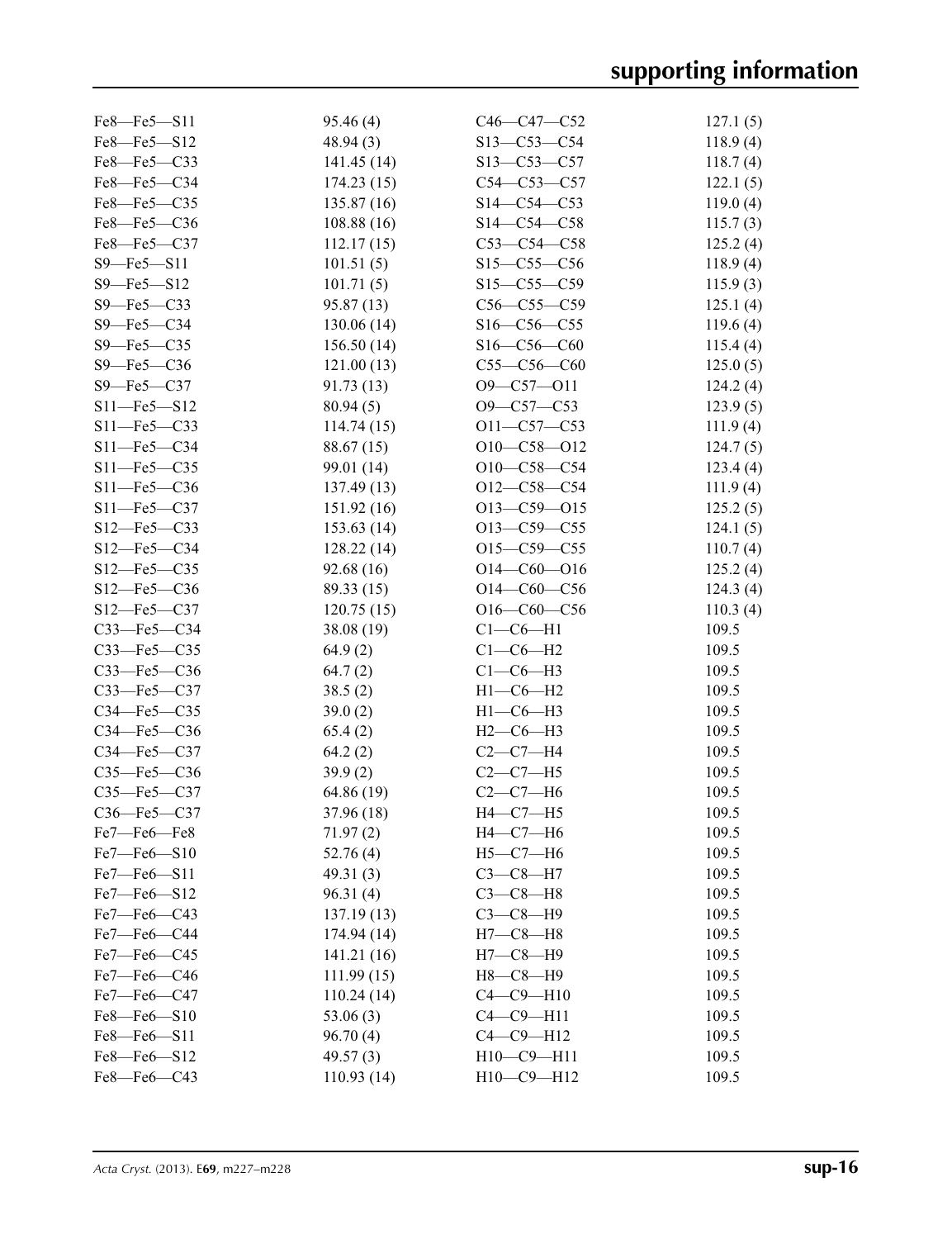| | | | |
|---|---|---|---|
| Fe8—Fe5—S11 | 95.46 (4) | C46—C47—C52 | 127.1 (5) |
| Fe8—Fe5—S12 | 48.94 (3) | S13—C53—C54 | 118.9 (4) |
| Fe8—Fe5—C33 | 141.45 (14) | S13—C53—C57 | 118.7 (4) |
| Fe8—Fe5—C34 | 174.23 (15) | C54—C53—C57 | 122.1 (5) |
| Fe8—Fe5—C35 | 135.87 (16) | S14—C54—C53 | 119.0 (4) |
| Fe8—Fe5—C36 | 108.88 (16) | S14—C54—C58 | 115.7 (3) |
| Fe8—Fe5—C37 | 112.17 (15) | C53—C54—C58 | 125.2 (4) |
| S9—Fe5—S11 | 101.51 (5) | S15—C55—C56 | 118.9 (4) |
| S9—Fe5—S12 | 101.71 (5) | S15—C55—C59 | 115.9 (3) |
| S9—Fe5—C33 | 95.87 (13) | C56—C55—C59 | 125.1 (4) |
| S9—Fe5—C34 | 130.06 (14) | S16—C56—C55 | 119.6 (4) |
| S9—Fe5—C35 | 156.50 (14) | S16—C56—C60 | 115.4 (4) |
| S9—Fe5—C36 | 121.00 (13) | C55—C56—C60 | 125.0 (5) |
| S9—Fe5—C37 | 91.73 (13) | O9—C57—O11 | 124.2 (4) |
| S11—Fe5—S12 | 80.94 (5) | O9—C57—C53 | 123.9 (5) |
| S11—Fe5—C33 | 114.74 (15) | O11—C57—C53 | 111.9 (4) |
| S11—Fe5—C34 | 88.67 (15) | O10—C58—O12 | 124.7 (5) |
| S11—Fe5—C35 | 99.01 (14) | O10—C58—C54 | 123.4 (4) |
| S11—Fe5—C36 | 137.49 (13) | O12—C58—C54 | 111.9 (4) |
| S11—Fe5—C37 | 151.92 (16) | O13—C59—O15 | 125.2 (5) |
| S12—Fe5—C33 | 153.63 (14) | O13—C59—C55 | 124.1 (5) |
| S12—Fe5—C34 | 128.22 (14) | O15—C59—C55 | 110.7 (4) |
| S12—Fe5—C35 | 92.68 (16) | O14—C60—O16 | 125.2 (4) |
| S12—Fe5—C36 | 89.33 (15) | O14—C60—C56 | 124.3 (4) |
| S12—Fe5—C37 | 120.75 (15) | O16—C60—C56 | 110.3 (4) |
| C33—Fe5—C34 | 38.08 (19) | C1—C6—H1 | 109.5 |
| C33—Fe5—C35 | 64.9 (2) | C1—C6—H2 | 109.5 |
| C33—Fe5—C36 | 64.7 (2) | C1—C6—H3 | 109.5 |
| C33—Fe5—C37 | 38.5 (2) | H1—C6—H2 | 109.5 |
| C34—Fe5—C35 | 39.0 (2) | H1—C6—H3 | 109.5 |
| C34—Fe5—C36 | 65.4 (2) | H2—C6—H3 | 109.5 |
| C34—Fe5—C37 | 64.2 (2) | C2—C7—H4 | 109.5 |
| C35—Fe5—C36 | 39.9 (2) | C2—C7—H5 | 109.5 |
| C35—Fe5—C37 | 64.86 (19) | C2—C7—H6 | 109.5 |
| C36—Fe5—C37 | 37.96 (18) | H4—C7—H5 | 109.5 |
| Fe7—Fe6—Fe8 | 71.97 (2) | H4—C7—H6 | 109.5 |
| Fe7—Fe6—S10 | 52.76 (4) | H5—C7—H6 | 109.5 |
| Fe7—Fe6—S11 | 49.31 (3) | C3—C8—H7 | 109.5 |
| Fe7—Fe6—S12 | 96.31 (4) | C3—C8—H8 | 109.5 |
| Fe7—Fe6—C43 | 137.19 (13) | C3—C8—H9 | 109.5 |
| Fe7—Fe6—C44 | 174.94 (14) | H7—C8—H8 | 109.5 |
| Fe7—Fe6—C45 | 141.21 (16) | H7—C8—H9 | 109.5 |
| Fe7—Fe6—C46 | 111.99 (15) | H8—C8—H9 | 109.5 |
| Fe7—Fe6—C47 | 110.24 (14) | C4—C9—H10 | 109.5 |
| Fe8—Fe6—S10 | 53.06 (3) | C4—C9—H11 | 109.5 |
| Fe8—Fe6—S11 | 96.70 (4) | C4—C9—H12 | 109.5 |
| Fe8—Fe6—S12 | 49.57 (3) | H10—C9—H11 | 109.5 |
| Fe8—Fe6—C43 | 110.93 (14) | H10—C9—H12 | 109.5 |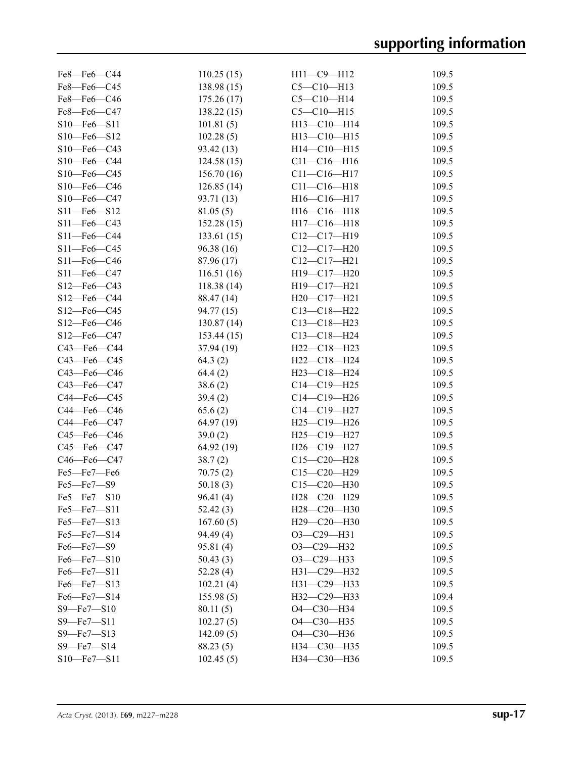| | | | |
|---|---|---|---|
| Fe8—Fe6—C44 | 110.25 (15) | H11—C9—H12 | 109.5 |
| Fe8—Fe6—C45 | 138.98 (15) | C5—C10—H13 | 109.5 |
| Fe8—Fe6—C46 | 175.26 (17) | C5—C10—H14 | 109.5 |
| Fe8—Fe6—C47 | 138.22 (15) | C5—C10—H15 | 109.5 |
| S10—Fe6—S11 | 101.81 (5) | H13—C10—H14 | 109.5 |
| S10—Fe6—S12 | 102.28 (5) | H13—C10—H15 | 109.5 |
| S10—Fe6—C43 | 93.42 (13) | H14—C10—H15 | 109.5 |
| S10—Fe6—C44 | 124.58 (15) | C11—C16—H16 | 109.5 |
| S10—Fe6—C45 | 156.70 (16) | C11—C16—H17 | 109.5 |
| S10—Fe6—C46 | 126.85 (14) | C11—C16—H18 | 109.5 |
| S10—Fe6—C47 | 93.71 (13) | H16—C16—H17 | 109.5 |
| S11—Fe6—S12 | 81.05 (5) | H16—C16—H18 | 109.5 |
| S11—Fe6—C43 | 152.28 (15) | H17—C16—H18 | 109.5 |
| S11—Fe6—C44 | 133.61 (15) | C12—C17—H19 | 109.5 |
| S11—Fe6—C45 | 96.38 (16) | C12—C17—H20 | 109.5 |
| S11—Fe6—C46 | 87.96 (17) | C12—C17—H21 | 109.5 |
| S11—Fe6—C47 | 116.51 (16) | H19—C17—H20 | 109.5 |
| S12—Fe6—C43 | 118.38 (14) | H19—C17—H21 | 109.5 |
| S12—Fe6—C44 | 88.47 (14) | H20—C17—H21 | 109.5 |
| S12—Fe6—C45 | 94.77 (15) | C13—C18—H22 | 109.5 |
| S12—Fe6—C46 | 130.87 (14) | C13—C18—H23 | 109.5 |
| S12—Fe6—C47 | 153.44 (15) | C13—C18—H24 | 109.5 |
| C43—Fe6—C44 | 37.94 (19) | H22—C18—H23 | 109.5 |
| C43—Fe6—C45 | 64.3 (2) | H22—C18—H24 | 109.5 |
| C43—Fe6—C46 | 64.4 (2) | H23—C18—H24 | 109.5 |
| C43—Fe6—C47 | 38.6 (2) | C14—C19—H25 | 109.5 |
| C44—Fe6—C45 | 39.4 (2) | C14—C19—H26 | 109.5 |
| C44—Fe6—C46 | 65.6 (2) | C14—C19—H27 | 109.5 |
| C44—Fe6—C47 | 64.97 (19) | H25—C19—H26 | 109.5 |
| C45—Fe6—C46 | 39.0 (2) | H25—C19—H27 | 109.5 |
| C45—Fe6—C47 | 64.92 (19) | H26—C19—H27 | 109.5 |
| C46—Fe6—C47 | 38.7 (2) | C15—C20—H28 | 109.5 |
| Fe5—Fe7—Fe6 | 70.75 (2) | C15—C20—H29 | 109.5 |
| Fe5—Fe7—S9 | 50.18 (3) | C15—C20—H30 | 109.5 |
| Fe5—Fe7—S10 | 96.41 (4) | H28—C20—H29 | 109.5 |
| Fe5—Fe7—S11 | 52.42 (3) | H28—C20—H30 | 109.5 |
| Fe5—Fe7—S13 | 167.60 (5) | H29—C20—H30 | 109.5 |
| Fe5—Fe7—S14 | 94.49 (4) | O3—C29—H31 | 109.5 |
| Fe6—Fe7—S9 | 95.81 (4) | O3—C29—H32 | 109.5 |
| Fe6—Fe7—S10 | 50.43 (3) | O3—C29—H33 | 109.5 |
| Fe6—Fe7—S11 | 52.28 (4) | H31—C29—H32 | 109.5 |
| Fe6—Fe7—S13 | 102.21 (4) | H31—C29—H33 | 109.5 |
| Fe6—Fe7—S14 | 155.98 (5) | H32—C29—H33 | 109.4 |
| S9—Fe7—S10 | 80.11 (5) | O4—C30—H34 | 109.5 |
| S9—Fe7—S11 | 102.27 (5) | O4—C30—H35 | 109.5 |
| S9—Fe7—S13 | 142.09 (5) | O4—C30—H36 | 109.5 |
| S9—Fe7—S14 | 88.23 (5) | H34—C30—H35 | 109.5 |
| S10—Fe7—S11 | 102.45 (5) | H34—C30—H36 | 109.5 |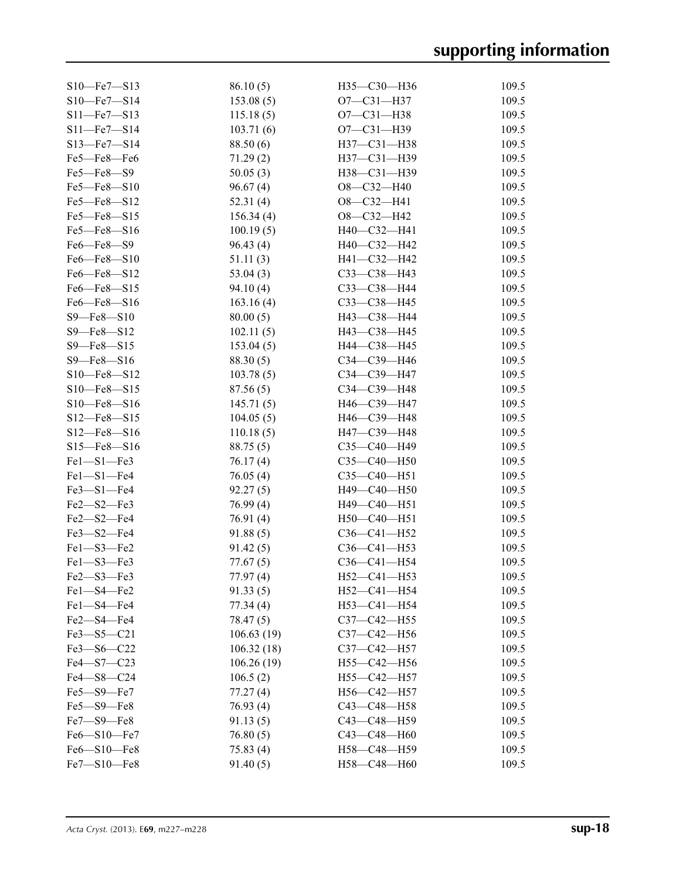| | | | |
|---|---|---|---|
| S10—Fe7—S13 | 86.10 (5) | H35—C30—H36 | 109.5 |
| S10—Fe7—S14 | 153.08 (5) | O7—C31—H37 | 109.5 |
| S11—Fe7—S13 | 115.18 (5) | O7—C31—H38 | 109.5 |
| S11—Fe7—S14 | 103.71 (6) | O7—C31—H39 | 109.5 |
| S13—Fe7—S14 | 88.50 (6) | H37—C31—H38 | 109.5 |
| Fe5—Fe8—Fe6 | 71.29 (2) | H37—C31—H39 | 109.5 |
| Fe5—Fe8—S9 | 50.05 (3) | H38—C31—H39 | 109.5 |
| Fe5—Fe8—S10 | 96.67 (4) | O8—C32—H40 | 109.5 |
| Fe5—Fe8—S12 | 52.31 (4) | O8—C32—H41 | 109.5 |
| Fe5—Fe8—S15 | 156.34 (4) | O8—C32—H42 | 109.5 |
| Fe5—Fe8—S16 | 100.19 (5) | H40—C32—H41 | 109.5 |
| Fe6—Fe8—S9 | 96.43 (4) | H40—C32—H42 | 109.5 |
| Fe6—Fe8—S10 | 51.11 (3) | H41—C32—H42 | 109.5 |
| Fe6—Fe8—S12 | 53.04 (3) | C33—C38—H43 | 109.5 |
| Fe6—Fe8—S15 | 94.10 (4) | C33—C38—H44 | 109.5 |
| Fe6—Fe8—S16 | 163.16 (4) | C33—C38—H45 | 109.5 |
| S9—Fe8—S10 | 80.00 (5) | H43—C38—H44 | 109.5 |
| S9—Fe8—S12 | 102.11 (5) | H43—C38—H45 | 109.5 |
| S9—Fe8—S15 | 153.04 (5) | H44—C38—H45 | 109.5 |
| S9—Fe8—S16 | 88.30 (5) | C34—C39—H46 | 109.5 |
| S10—Fe8—S12 | 103.78 (5) | C34—C39—H47 | 109.5 |
| S10—Fe8—S15 | 87.56 (5) | C34—C39—H48 | 109.5 |
| S10—Fe8—S16 | 145.71 (5) | H46—C39—H47 | 109.5 |
| S12—Fe8—S15 | 104.05 (5) | H46—C39—H48 | 109.5 |
| S12—Fe8—S16 | 110.18 (5) | H47—C39—H48 | 109.5 |
| S15—Fe8—S16 | 88.75 (5) | C35—C40—H49 | 109.5 |
| Fe1—S1—Fe3 | 76.17 (4) | C35—C40—H50 | 109.5 |
| Fe1—S1—Fe4 | 76.05 (4) | C35—C40—H51 | 109.5 |
| Fe3—S1—Fe4 | 92.27 (5) | H49—C40—H50 | 109.5 |
| Fe2—S2—Fe3 | 76.99 (4) | H49—C40—H51 | 109.5 |
| Fe2—S2—Fe4 | 76.91 (4) | H50—C40—H51 | 109.5 |
| Fe3—S2—Fe4 | 91.88 (5) | C36—C41—H52 | 109.5 |
| Fe1—S3—Fe2 | 91.42 (5) | C36—C41—H53 | 109.5 |
| Fe1—S3—Fe3 | 77.67 (5) | C36—C41—H54 | 109.5 |
| Fe2—S3—Fe3 | 77.97 (4) | H52—C41—H53 | 109.5 |
| Fe1—S4—Fe2 | 91.33 (5) | H52—C41—H54 | 109.5 |
| Fe1—S4—Fe4 | 77.34 (4) | H53—C41—H54 | 109.5 |
| Fe2—S4—Fe4 | 78.47 (5) | C37—C42—H55 | 109.5 |
| Fe3—S5—C21 | 106.63 (19) | C37—C42—H56 | 109.5 |
| Fe3—S6—C22 | 106.32 (18) | C37—C42—H57 | 109.5 |
| Fe4—S7—C23 | 106.26 (19) | H55—C42—H56 | 109.5 |
| Fe4—S8—C24 | 106.5 (2) | H55—C42—H57 | 109.5 |
| Fe5—S9—Fe7 | 77.27 (4) | H56—C42—H57 | 109.5 |
| Fe5—S9—Fe8 | 76.93 (4) | C43—C48—H58 | 109.5 |
| Fe7—S9—Fe8 | 91.13 (5) | C43—C48—H59 | 109.5 |
| Fe6—S10—Fe7 | 76.80 (5) | C43—C48—H60 | 109.5 |
| Fe6—S10—Fe8 | 75.83 (4) | H58—C48—H59 | 109.5 |
| Fe7—S10—Fe8 | 91.40 (5) | H58—C48—H60 | 109.5 |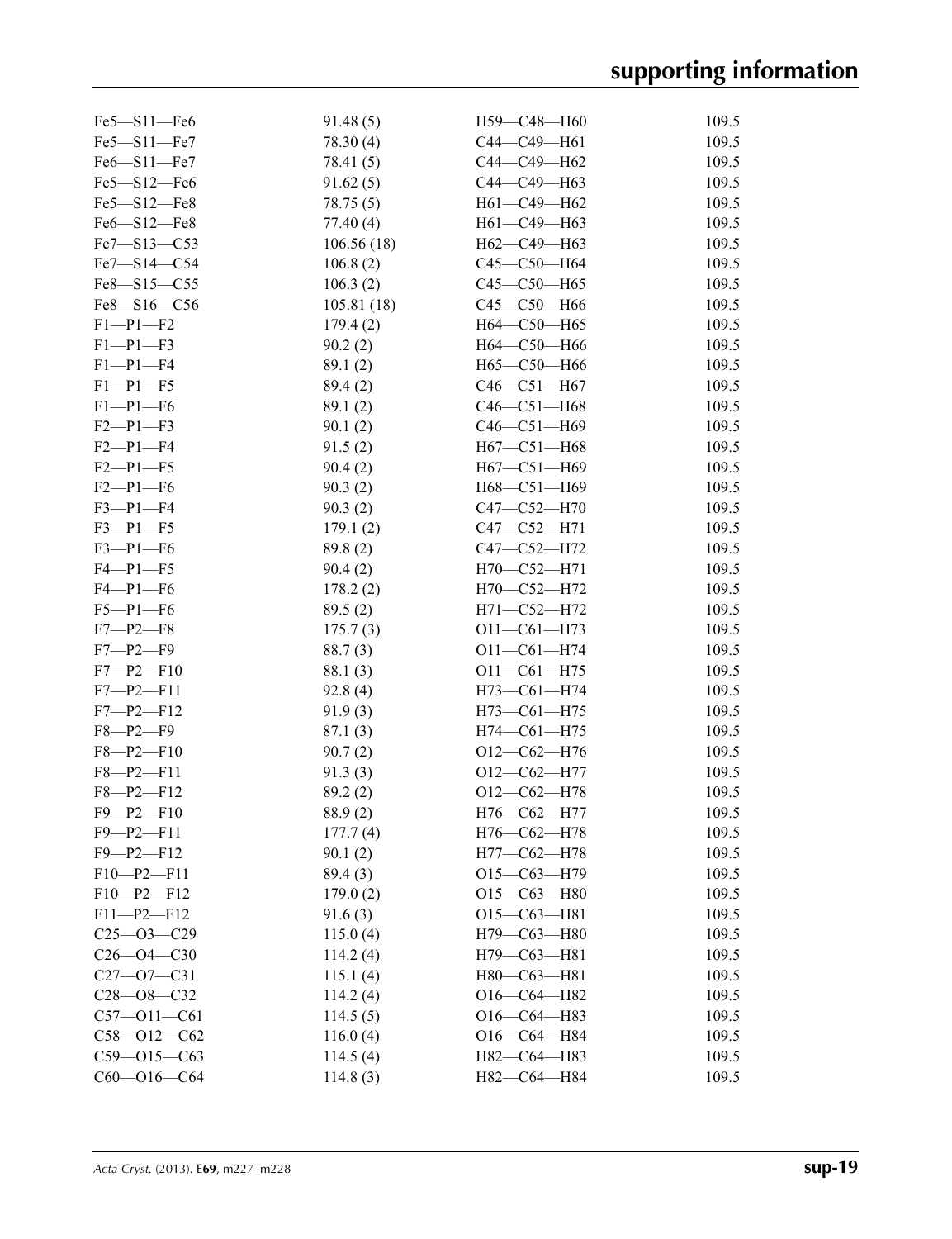| | | | |
|---|---|---|---|
| Fe5—S11—Fe6 | 91.48 (5) | H59—C48—H60 | 109.5 |
| Fe5—S11—Fe7 | 78.30 (4) | C44—C49—H61 | 109.5 |
| Fe6—S11—Fe7 | 78.41 (5) | C44—C49—H62 | 109.5 |
| Fe5—S12—Fe6 | 91.62 (5) | C44—C49—H63 | 109.5 |
| Fe5—S12—Fe8 | 78.75 (5) | H61—C49—H62 | 109.5 |
| Fe6—S12—Fe8 | 77.40 (4) | H61—C49—H63 | 109.5 |
| Fe7—S13—C53 | 106.56 (18) | H62—C49—H63 | 109.5 |
| Fe7—S14—C54 | 106.8 (2) | C45—C50—H64 | 109.5 |
| Fe8—S15—C55 | 106.3 (2) | C45—C50—H65 | 109.5 |
| Fe8—S16—C56 | 105.81 (18) | C45—C50—H66 | 109.5 |
| F1—P1—F2 | 179.4 (2) | H64—C50—H65 | 109.5 |
| F1—P1—F3 | 90.2 (2) | H64—C50—H66 | 109.5 |
| F1—P1—F4 | 89.1 (2) | H65—C50—H66 | 109.5 |
| F1—P1—F5 | 89.4 (2) | C46—C51—H67 | 109.5 |
| F1—P1—F6 | 89.1 (2) | C46—C51—H68 | 109.5 |
| F2—P1—F3 | 90.1 (2) | C46—C51—H69 | 109.5 |
| F2—P1—F4 | 91.5 (2) | H67—C51—H68 | 109.5 |
| F2—P1—F5 | 90.4 (2) | H67—C51—H69 | 109.5 |
| F2—P1—F6 | 90.3 (2) | H68—C51—H69 | 109.5 |
| F3—P1—F4 | 90.3 (2) | C47—C52—H70 | 109.5 |
| F3—P1—F5 | 179.1 (2) | C47—C52—H71 | 109.5 |
| F3—P1—F6 | 89.8 (2) | C47—C52—H72 | 109.5 |
| F4—P1—F5 | 90.4 (2) | H70—C52—H71 | 109.5 |
| F4—P1—F6 | 178.2 (2) | H70—C52—H72 | 109.5 |
| F5—P1—F6 | 89.5 (2) | H71—C52—H72 | 109.5 |
| F7—P2—F8 | 175.7 (3) | O11—C61—H73 | 109.5 |
| F7—P2—F9 | 88.7 (3) | O11—C61—H74 | 109.5 |
| F7—P2—F10 | 88.1 (3) | O11—C61—H75 | 109.5 |
| F7—P2—F11 | 92.8 (4) | H73—C61—H74 | 109.5 |
| F7—P2—F12 | 91.9 (3) | H73—C61—H75 | 109.5 |
| F8—P2—F9 | 87.1 (3) | H74—C61—H75 | 109.5 |
| F8—P2—F10 | 90.7 (2) | O12—C62—H76 | 109.5 |
| F8—P2—F11 | 91.3 (3) | O12—C62—H77 | 109.5 |
| F8—P2—F12 | 89.2 (2) | O12—C62—H78 | 109.5 |
| F9—P2—F10 | 88.9 (2) | H76—C62—H77 | 109.5 |
| F9—P2—F11 | 177.7 (4) | H76—C62—H78 | 109.5 |
| F9—P2—F12 | 90.1 (2) | H77—C62—H78 | 109.5 |
| F10—P2—F11 | 89.4 (3) | O15—C63—H79 | 109.5 |
| F10—P2—F12 | 179.0 (2) | O15—C63—H80 | 109.5 |
| F11—P2—F12 | 91.6 (3) | O15—C63—H81 | 109.5 |
| C25—O3—C29 | 115.0 (4) | H79—C63—H80 | 109.5 |
| C26—O4—C30 | 114.2 (4) | H79—C63—H81 | 109.5 |
| C27—O7—C31 | 115.1 (4) | H80—C63—H81 | 109.5 |
| C28—O8—C32 | 114.2 (4) | O16—C64—H82 | 109.5 |
| C57—O11—C61 | 114.5 (5) | O16—C64—H83 | 109.5 |
| C58—O12—C62 | 116.0 (4) | O16—C64—H84 | 109.5 |
| C59—O15—C63 | 114.5 (4) | H82—C64—H83 | 109.5 |
| C60—O16—C64 | 114.8 (3) | H82—C64—H84 | 109.5 |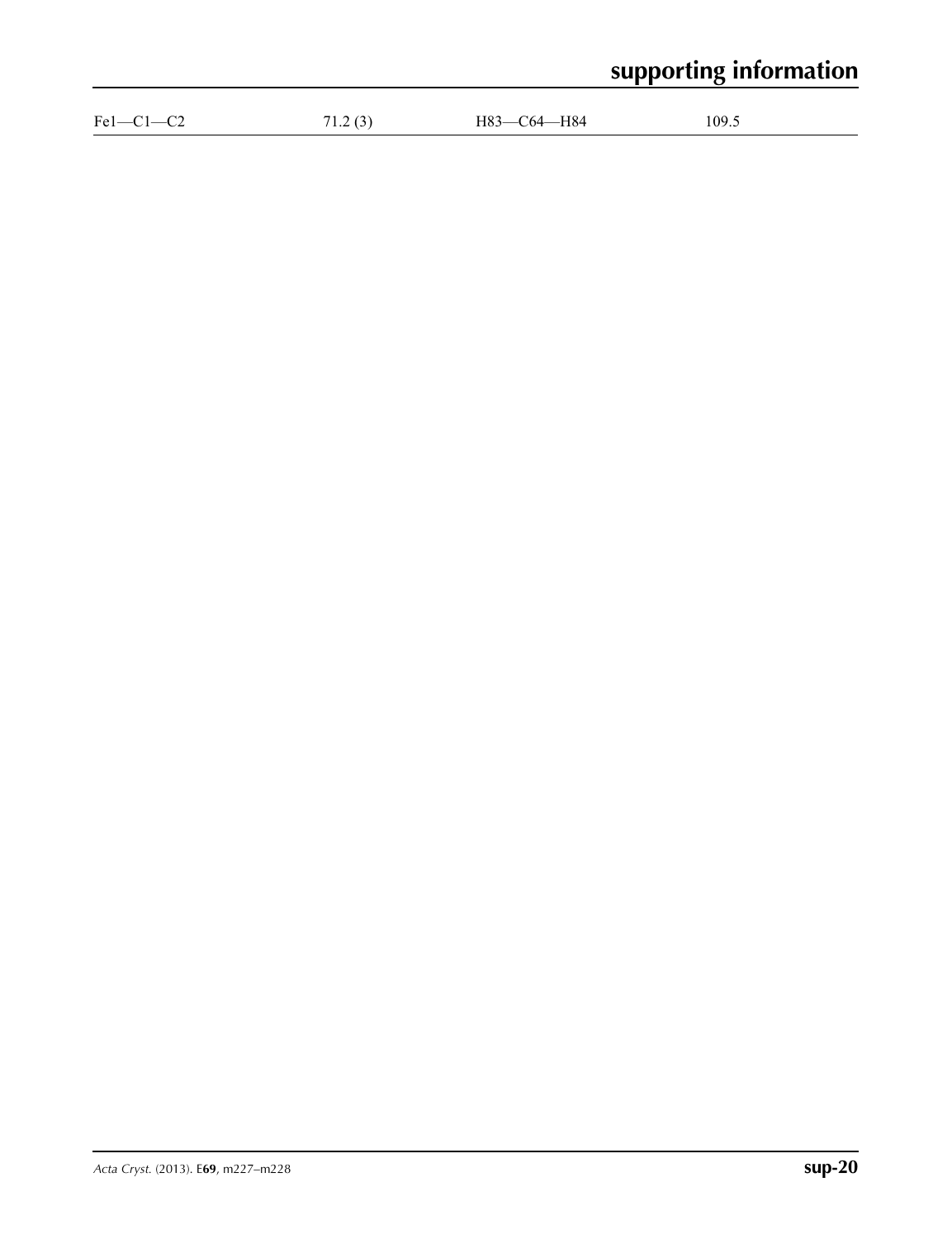| | | | |
|---|---|---|---|
| Fe1—C1—C2 | 71.2 (3) | H83—C64—H84 | 109.5 |